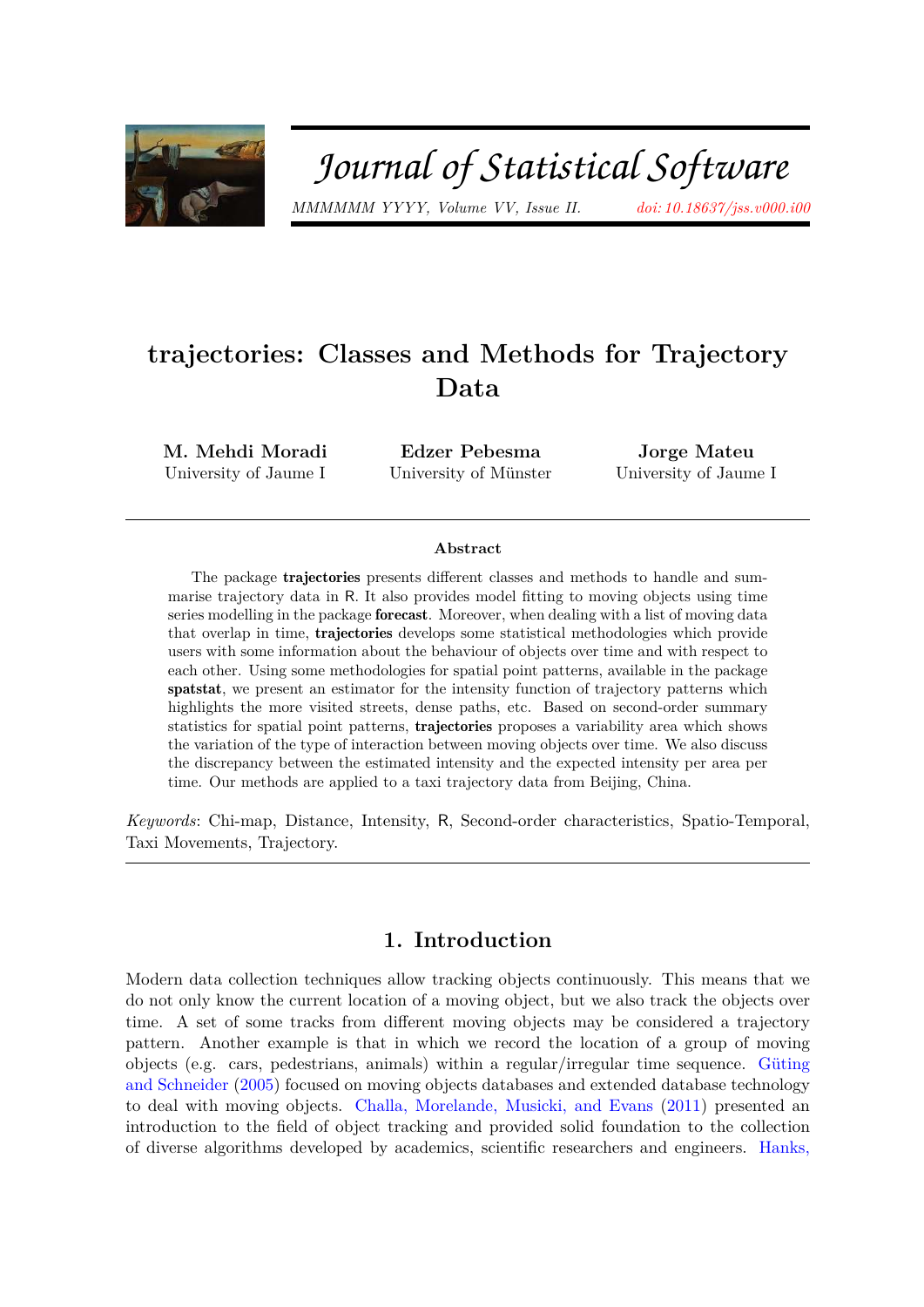# trajectories: Classes and Methods for Trajectory Data

**M. Mehdi Moradi**
University of Jaume I

**Edzer Pebesma**
University of Münster

**Jorge Mateu**
University of Jaume I

## Abstract

The package **trajectories** presents different classes and methods to handle and summarise trajectory data in R. It also provides model fitting to moving objects using time series modelling in the package **forecast**. Moreover, when dealing with a list of moving data that overlap in time, **trajectories** develops some statistical methodologies which provide users with some information about the behaviour of objects over time and with respect to each other. Using some methodologies for spatial point patterns, available in the package **spatstat**, we present an estimator for the intensity function of trajectory patterns which highlights the more visited streets, dense paths, etc. Based on second-order summary statistics for spatial point patterns, **trajectories** proposes a variability area which shows the variation of the type of interaction between moving objects over time. We also discuss the discrepancy between the estimated intensity and the expected intensity per area per time. Our methods are applied to a taxi trajectory data from Beijing, China.

*Keywords*: Chi-map, Distance, Intensity, R, Second-order characteristics, Spatio-Temporal, Taxi Movements, Trajectory.

## 1. Introduction

Modern data collection techniques allow tracking objects continuously. This means that we do not only know the current location of a moving object, but we also track the objects over time. A set of some tracks from different moving objects may be considered a trajectory pattern. Another example is that in which we record the location of a group of moving objects (e.g. cars, pedestrians, animals) within a regular/irregular time sequence. Güting and Schneider (2005) focused on moving objects databases and extended database technology to deal with moving objects. Challa, Morelande, Musicki, and Evans (2011) presented an introduction to the field of object tracking and provided solid foundation to the collection of diverse algorithms developed by academics, scientific researchers and engineers. Hanks,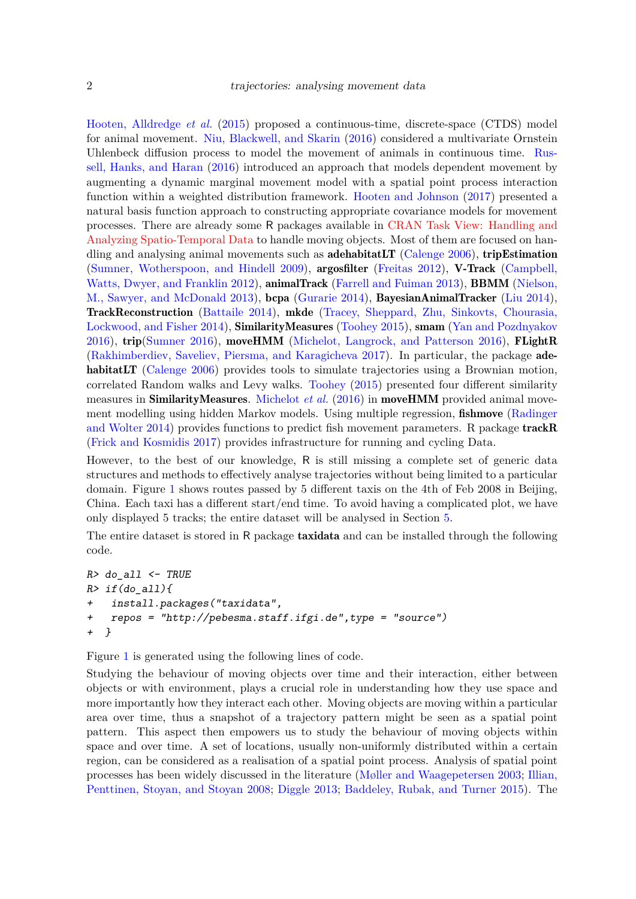Hooten, Alldredge *et al.* (2015) proposed a continuous-time, discrete-space (CTDS) model for animal movement. Niu, Blackwell, and Skarin (2016) considered a multivariate Ornstein Uhlenbeck diffusion process to model the movement of animals in continuous time. Russell, Hanks, and Haran (2016) introduced an approach that models dependent movement by augmenting a dynamic marginal movement model with a spatial point process interaction function within a weighted distribution framework. Hooten and Johnson (2017) presented a natural basis function approach to constructing appropriate covariance models for movement processes. There are already some R packages available in CRAN Task View: Handling and Analyzing Spatio-Temporal Data to handle moving objects. Most of them are focused on handling and analysing animal movements such as **adehabitatLT** (Calenge 2006), **tripEstimation** (Sumner, Wotherspoon, and Hindell 2009), **argosfilter** (Freitas 2012), **V-Track** (Campbell, Watts, Dwyer, and Franklin 2012), **animalTrack** (Farrell and Fuiman 2013), **BBMM** (Nielson, M., Sawyer, and McDonald 2013), **bcpa** (Gurarie 2014), **BayesianAnimalTracker** (Liu 2014), **TrackReconstruction** (Battaile 2014), **mkde** (Tracey, Sheppard, Zhu, Sinkovts, Chourasia, Lockwood, and Fisher 2014), **SimilarityMeasures** (Toohey 2015), **smam** (Yan and Pozdnyakov 2016), **trip**(Sumner 2016), **moveHMM** (Michelot, Langrock, and Patterson 2016), **FLightR** (Rakhimberdiev, Saveliev, Piersma, and Karagicheva 2017). In particular, the package **adehabitatLT** (Calenge 2006) provides tools to simulate trajectories using a Brownian motion, correlated Random walks and Levy walks. Toohey (2015) presented four different similarity measures in **SimilarityMeasures**. Michelot *et al.* (2016) in **moveHMM** provided animal movement modelling using hidden Markov models. Using multiple regression, **fishmove** (Radinger and Wolter 2014) provides functions to predict fish movement parameters. R package **trackR** (Frick and Kosmidis 2017) provides infrastructure for running and cycling Data.

However, to the best of our knowledge, R is still missing a complete set of generic data structures and methods to effectively analyse trajectories without being limited to a particular domain. Figure 1 shows routes passed by 5 different taxis on the 4th of Feb 2008 in Beijing, China. Each taxi has a different start/end time. To avoid having a complicated plot, we have only displayed 5 tracks; the entire dataset will be analysed in Section 5.

The entire dataset is stored in R package **taxidata** and can be installed through the following code.

```
R> do_all <- TRUE
R> if(do_all){
+   install.packages("taxidata",
+   repos = "http://pebesma.staff.ifgi.de",type = "source")
+  }
```

Figure 1 is generated using the following lines of code.

Studying the behaviour of moving objects over time and their interaction, either between objects or with environment, plays a crucial role in understanding how they use space and more importantly how they interact each other. Moving objects are moving within a particular area over time, thus a snapshot of a trajectory pattern might be seen as a spatial point pattern. This aspect then empowers us to study the behaviour of moving objects within space and over time. A set of locations, usually non-uniformly distributed within a certain region, can be considered as a realisation of a spatial point process. Analysis of spatial point processes has been widely discussed in the literature (Møller and Waagepetersen 2003; Illian, Penttinen, Stoyan, and Stoyan 2008; Diggle 2013; Baddeley, Rubak, and Turner 2015). The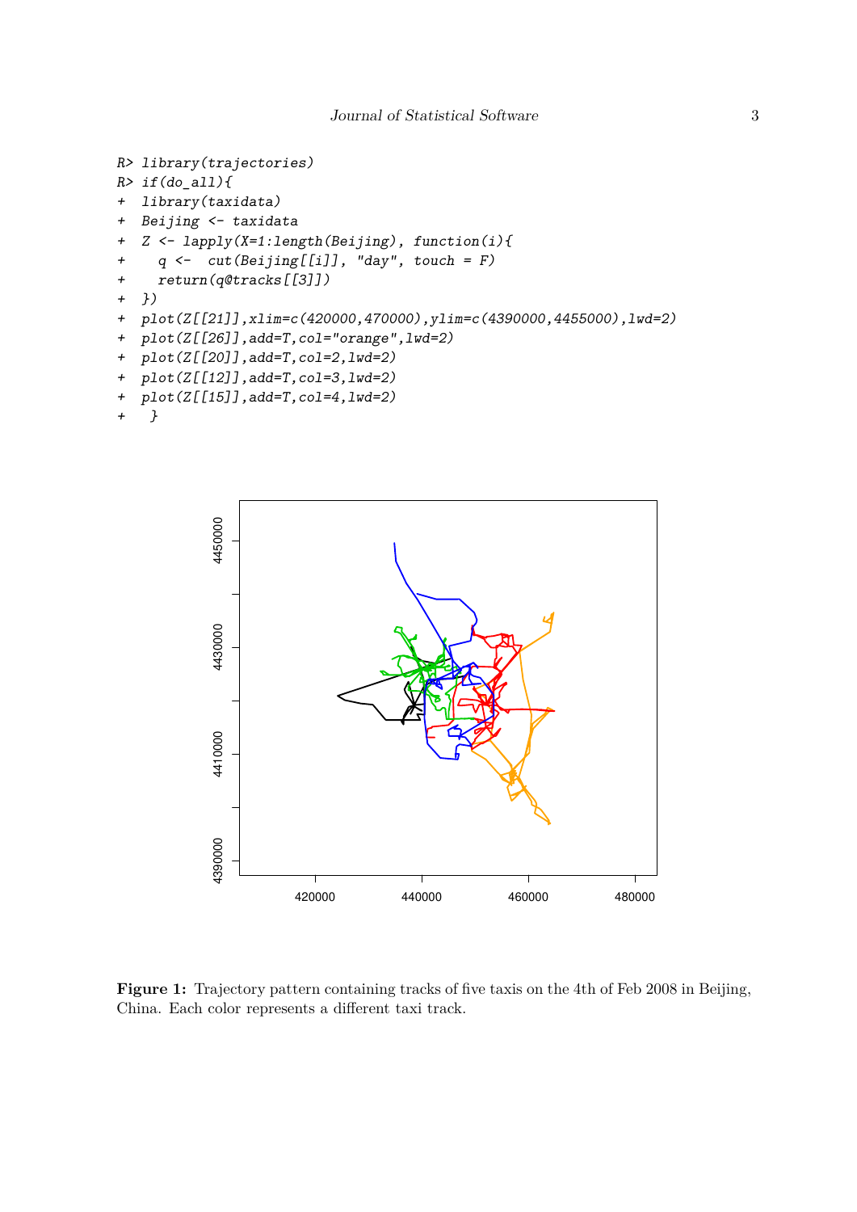```
R> library(trajectories)
R> if(do_all){
+  library(taxidata)
+  Beijing <- taxidata
+  Z <- lapply(X=1:length(Beijing), function(i){
+    q <-  cut(Beijing[[i]], "day", touch = F)
+    return(q@tracks[[3]])
+  })
+  plot(Z[[21]],xlim=c(420000,470000),ylim=c(4390000,4455000),lwd=2)
+  plot(Z[[26]],add=T,col="orange",lwd=2)
+  plot(Z[[20]],add=T,col=2,lwd=2)
+  plot(Z[[12]],add=T,col=3,lwd=2)
+  plot(Z[[15]],add=T,col=4,lwd=2)
+   }
```

**Figure 1:** Trajectory pattern containing tracks of five taxis on the 4th of Feb 2008 in Beijing, China. Each color represents a different taxi track.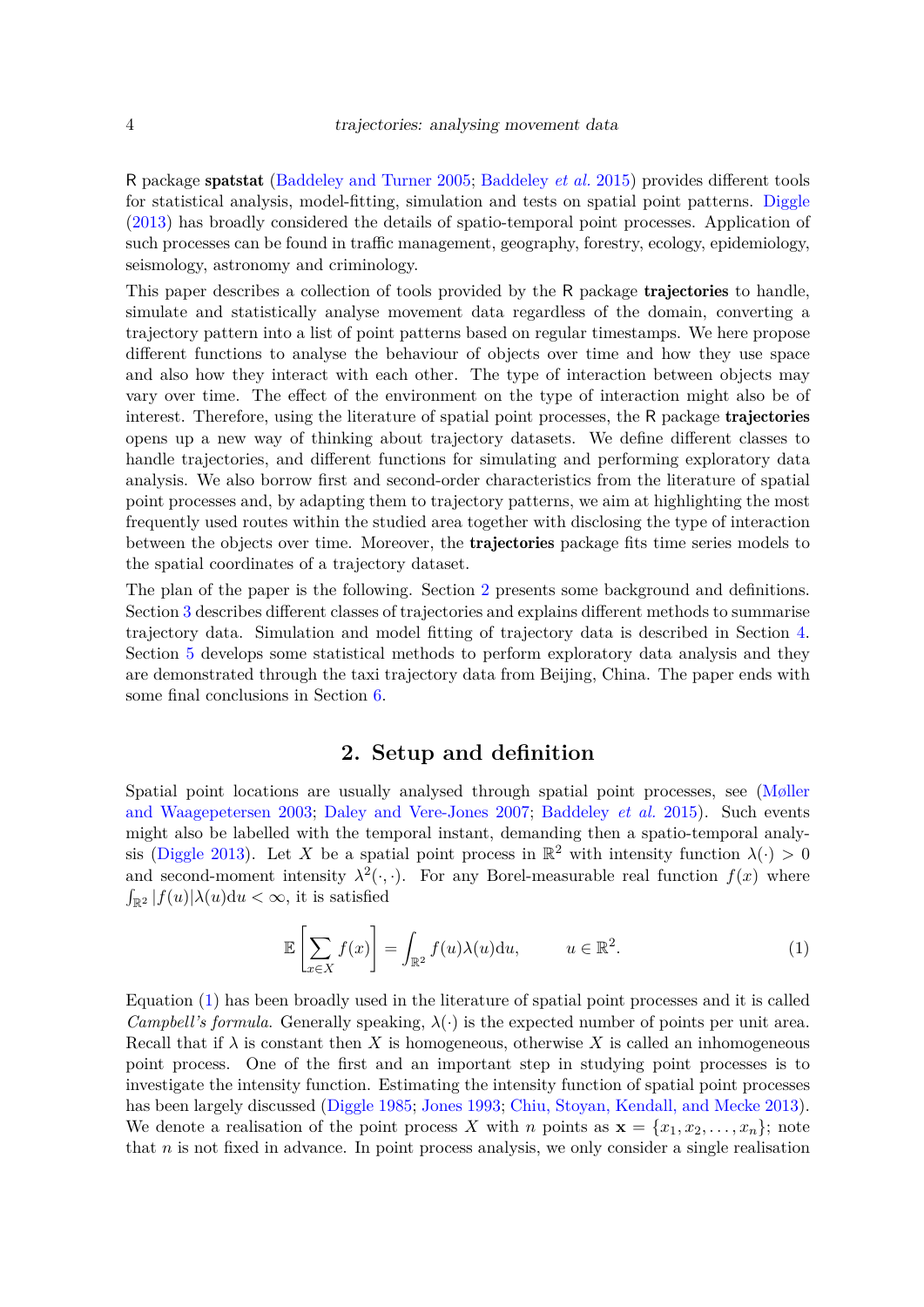R package **spatstat** (Baddeley and Turner 2005; Baddeley *et al.* 2015) provides different tools for statistical analysis, model-fitting, simulation and tests on spatial point patterns. Diggle (2013) has broadly considered the details of spatio-temporal point processes. Application of such processes can be found in traffic management, geography, forestry, ecology, epidemiology, seismology, astronomy and criminology.

This paper describes a collection of tools provided by the R package **trajectories** to handle, simulate and statistically analyse movement data regardless of the domain, converting a trajectory pattern into a list of point patterns based on regular timestamps. We here propose different functions to analyse the behaviour of objects over time and how they use space and also how they interact with each other. The type of interaction between objects may vary over time. The effect of the environment on the type of interaction might also be of interest. Therefore, using the literature of spatial point processes, the R package **trajectories** opens up a new way of thinking about trajectory datasets. We define different classes to handle trajectories, and different functions for simulating and performing exploratory data analysis. We also borrow first and second-order characteristics from the literature of spatial point processes and, by adapting them to trajectory patterns, we aim at highlighting the most frequently used routes within the studied area together with disclosing the type of interaction between the objects over time. Moreover, the **trajectories** package fits time series models to the spatial coordinates of a trajectory dataset.

The plan of the paper is the following. Section 2 presents some background and definitions. Section 3 describes different classes of trajectories and explains different methods to summarise trajectory data. Simulation and model fitting of trajectory data is described in Section 4. Section 5 develops some statistical methods to perform exploratory data analysis and they are demonstrated through the taxi trajectory data from Beijing, China. The paper ends with some final conclusions in Section 6.

## 2. Setup and definition

Spatial point locations are usually analysed through spatial point processes, see (Møller and Waagepetersen 2003; Daley and Vere-Jones 2007; Baddeley *et al.* 2015). Such events might also be labelled with the temporal instant, demanding then a spatio-temporal analysis (Diggle 2013). Let $X$ be a spatial point process in $\mathbb{R}^2$ with intensity function $\lambda(\cdot) > 0$ and second-moment intensity $\lambda^2(\cdot,\cdot)$. For any Borel-measurable real function $f(x)$ where $\int_{\mathbb{R}^2} |f(u)|\lambda(u)\mathrm{d}u < \infty$, it is satisfied

$$\mathbb{E}\left[\sum_{x \in X} f(x)\right] = \int_{\mathbb{R}^2} f(u)\lambda(u)\mathrm{d}u, \qquad u \in \mathbb{R}^2. \tag{1}$$

Equation (1) has been broadly used in the literature of spatial point processes and it is called *Campbell's formula*. Generally speaking, $\lambda(\cdot)$ is the expected number of points per unit area. Recall that if $\lambda$ is constant then $X$ is homogeneous, otherwise $X$ is called an inhomogeneous point process. One of the first and an important step in studying point processes is to investigate the intensity function. Estimating the intensity function of spatial point processes has been largely discussed (Diggle 1985; Jones 1993; Chiu, Stoyan, Kendall, and Mecke 2013). We denote a realisation of the point process $X$ with $n$ points as $\mathbf{x} = \{x_1, x_2, \ldots, x_n\}$; note that $n$ is not fixed in advance. In point process analysis, we only consider a single realisation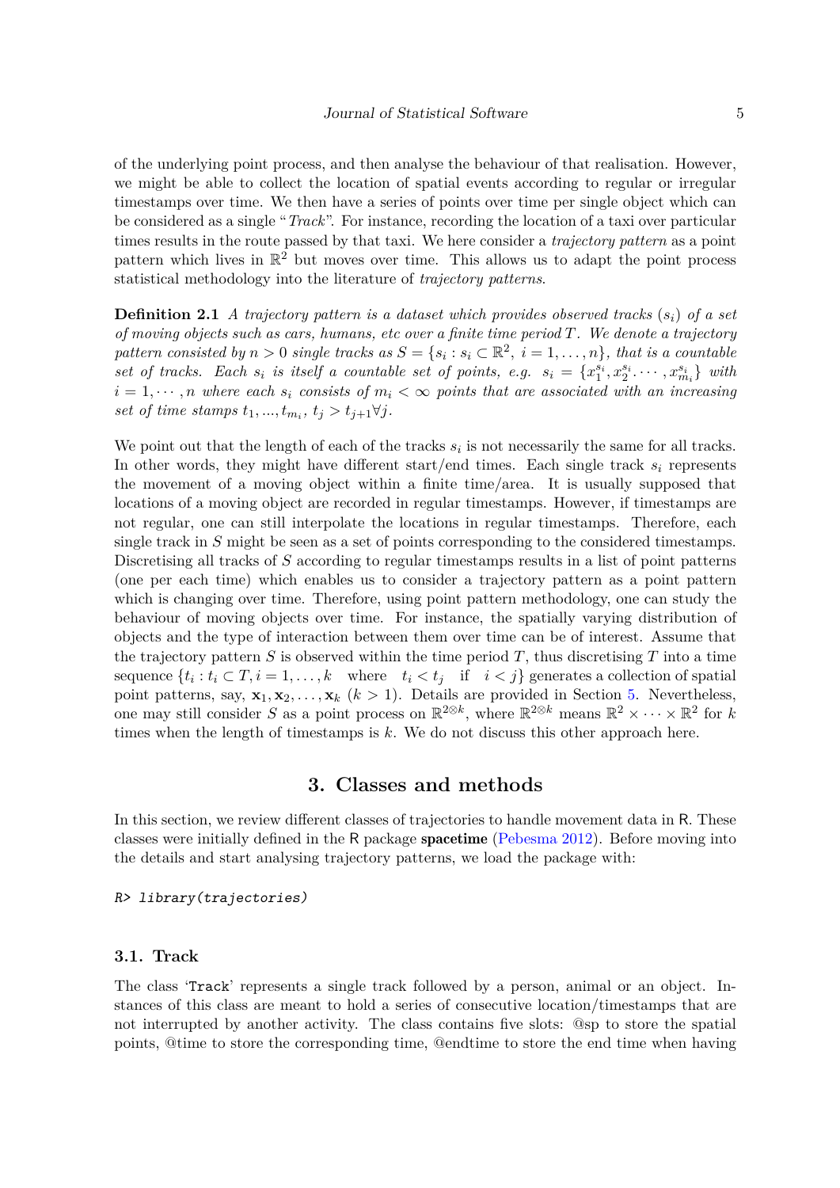of the underlying point process, and then analyse the behaviour of that realisation. However, we might be able to collect the location of spatial events according to regular or irregular timestamps over time. We then have a series of points over time per single object which can be considered as a single "*Track*". For instance, recording the location of a taxi over particular times results in the route passed by that taxi. We here consider a *trajectory pattern* as a point pattern which lives in $\mathbb{R}^2$ but moves over time. This allows us to adapt the point process statistical methodology into the literature of *trajectory patterns*.

**Definition 2.1** *A trajectory pattern is a dataset which provides observed tracks* $(s_i)$ *of a set of moving objects such as cars, humans, etc over a finite time period* $T$*. We denote a trajectory pattern consisted by* $n > 0$ *single tracks as* $S = \{s_i : s_i \subset \mathbb{R}^2,\ i = 1, \ldots, n\}$*, that is a countable set of tracks. Each* $s_i$ *is itself a countable set of points, e.g.* $s_i = \{x_1^{s_i}, x_2^{s_i} \cdot \cdots, x_{m_i}^{s_i}\}$ *with* $i = 1, \cdots, n$ *where each* $s_i$ *consists of* $m_i < \infty$ *points that are associated with an increasing set of time stamps* $t_1, ..., t_{m_i}$, $t_j > t_{j+1} \forall j$.

We point out that the length of each of the tracks $s_i$ is not necessarily the same for all tracks. In other words, they might have different start/end times. Each single track $s_i$ represents the movement of a moving object within a finite time/area. It is usually supposed that locations of a moving object are recorded in regular timestamps. However, if timestamps are not regular, one can still interpolate the locations in regular timestamps. Therefore, each single track in $S$ might be seen as a set of points corresponding to the considered timestamps. Discretising all tracks of $S$ according to regular timestamps results in a list of point patterns (one per each time) which enables us to consider a trajectory pattern as a point pattern which is changing over time. Therefore, using point pattern methodology, one can study the behaviour of moving objects over time. For instance, the spatially varying distribution of objects and the type of interaction between them over time can be of interest. Assume that the trajectory pattern $S$ is observed within the time period $T$, thus discretising $T$ into a time sequence $\{t_i : t_i \subset T, i = 1, \ldots, k \quad \text{where} \quad t_i < t_j \quad \text{if} \quad i < j\}$ generates a collection of spatial point patterns, say, $\mathbf{x}_1, \mathbf{x}_2, \ldots, \mathbf{x}_k$ $(k > 1)$. Details are provided in Section 5. Nevertheless, one may still consider $S$ as a point process on $\mathbb{R}^{2 \otimes k}$, where $\mathbb{R}^{2 \otimes k}$ means $\mathbb{R}^2 \times \cdots \times \mathbb{R}^2$ for $k$ times when the length of timestamps is $k$. We do not discuss this other approach here.

## 3. Classes and methods

In this section, we review different classes of trajectories to handle movement data in R. These classes were initially defined in the R package **spacetime** (Pebesma 2012). Before moving into the details and start analysing trajectory patterns, we load the package with:

```
R> library(trajectories)
```

### 3.1. Track

The class '`Track`' represents a single track followed by a person, animal or an object. Instances of this class are meant to hold a series of consecutive location/timestamps that are not interrupted by another activity. The class contains five slots: @sp to store the spatial points, @time to store the corresponding time, @endtime to store the end time when having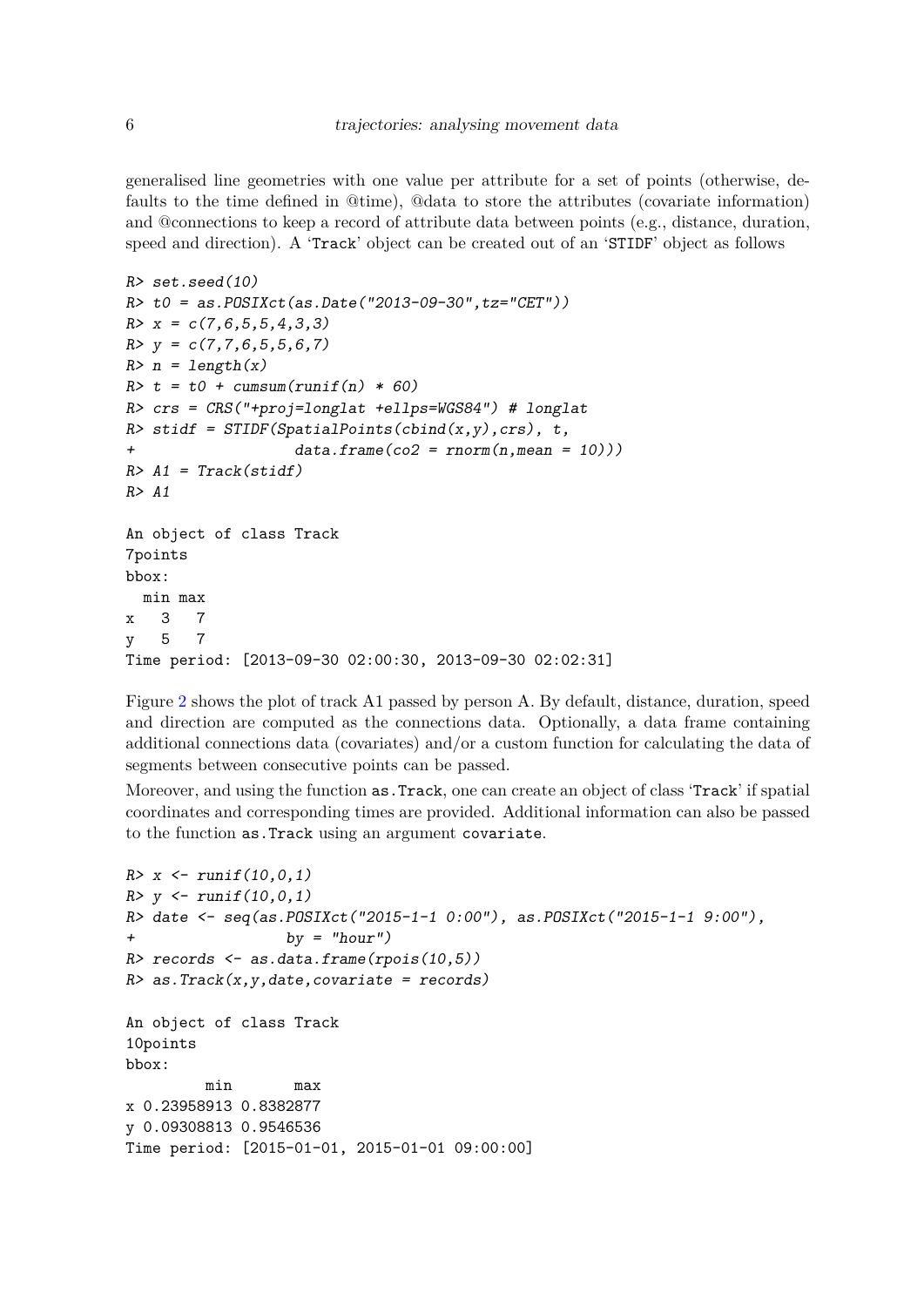generalised line geometries with one value per attribute for a set of points (otherwise, defaults to the time defined in @time), @data to store the attributes (covariate information) and @connections to keep a record of attribute data between points (e.g., distance, duration, speed and direction). A 'Track' object can be created out of an 'STIDF' object as follows

```
R> set.seed(10)
R> t0 = as.POSIXct(as.Date("2013-09-30",tz="CET"))
R> x = c(7,6,5,5,4,3,3)
R> y = c(7,7,6,5,5,6,7)
R> n = length(x)
R> t = t0 + cumsum(runif(n) * 60)
R> crs = CRS("+proj=longlat +ellps=WGS84") # longlat
R> stidf = STIDF(SpatialPoints(cbind(x,y),crs), t,
+                  data.frame(co2 = rnorm(n,mean = 10)))
R> A1 = Track(stidf)
R> A1

An object of class Track
7points
bbox:
  min max
x   3   7
y   5   7
Time period: [2013-09-30 02:00:30, 2013-09-30 02:02:31]
```

Figure 2 shows the plot of track A1 passed by person A. By default, distance, duration, speed and direction are computed as the connections data. Optionally, a data frame containing additional connections data (covariates) and/or a custom function for calculating the data of segments between consecutive points can be passed.

Moreover, and using the function as.Track, one can create an object of class 'Track' if spatial coordinates and corresponding times are provided. Additional information can also be passed to the function as.Track using an argument covariate.

```
R> x <- runif(10,0,1)
R> y <- runif(10,0,1)
R> date <- seq(as.POSIXct("2015-1-1 0:00"), as.POSIXct("2015-1-1 9:00"),
+                by = "hour")
R> records <- as.data.frame(rpois(10,5))
R> as.Track(x,y,date,covariate = records)

An object of class Track
10points
bbox:
         min       max
x 0.23958913 0.8382877
y 0.09308813 0.9546536
Time period: [2015-01-01, 2015-01-01 09:00:00]
```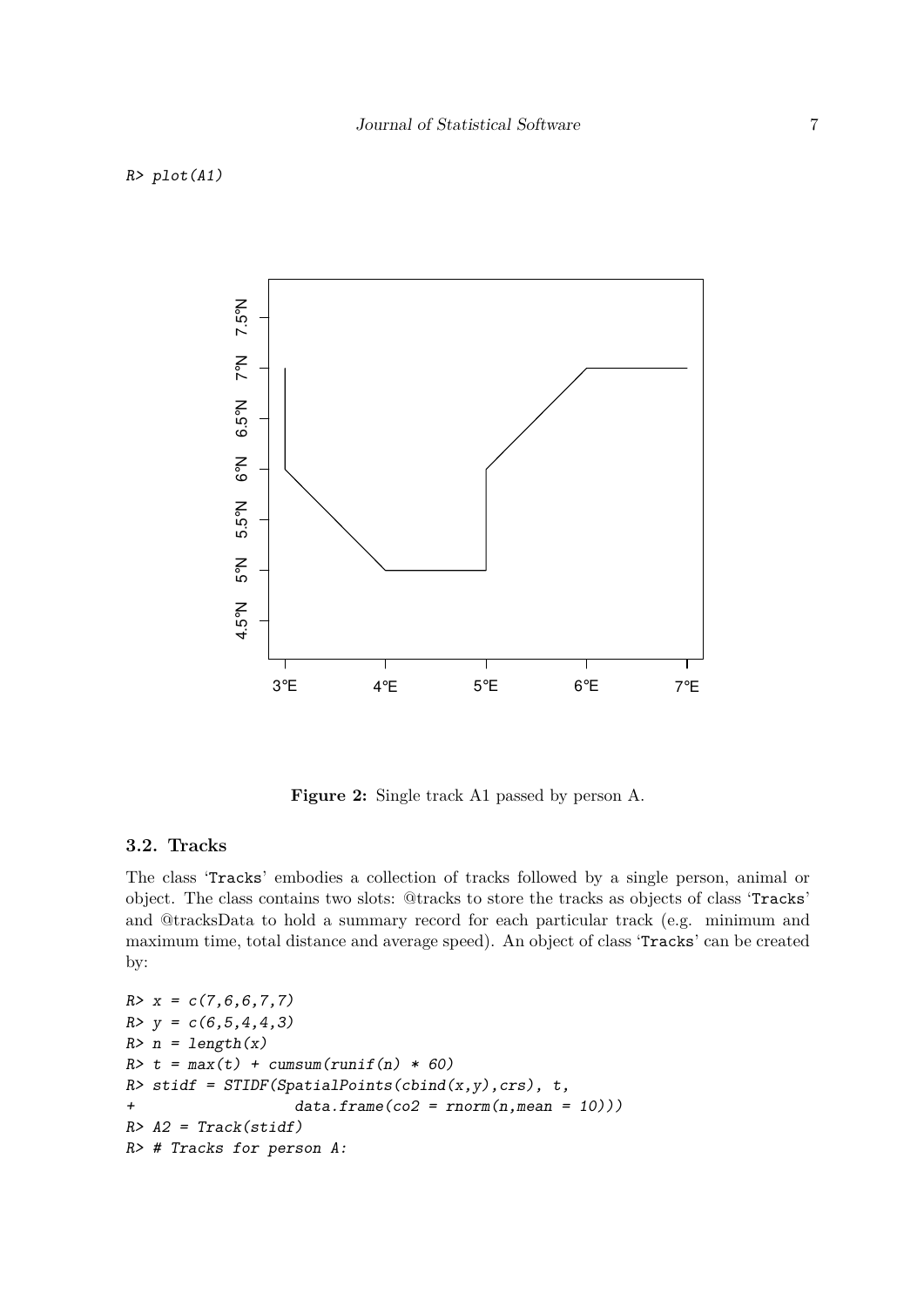```
R> plot(A1)
```

**Figure 2:** Single track A1 passed by person A.

### 3.2. Tracks

The class 'Tracks' embodies a collection of tracks followed by a single person, animal or object. The class contains two slots: @tracks to store the tracks as objects of class 'Tracks' and @tracksData to hold a summary record for each particular track (e.g. minimum and maximum time, total distance and average speed). An object of class 'Tracks' can be created by:

```
R> x = c(7,6,6,7,7)
R> y = c(6,5,4,4,3)
R> n = length(x)
R> t = max(t) + cumsum(runif(n) * 60)
R> stidf = STIDF(SpatialPoints(cbind(x,y),crs), t,
+                data.frame(co2 = rnorm(n,mean = 10)))
R> A2 = Track(stidf)
R> # Tracks for person A:
```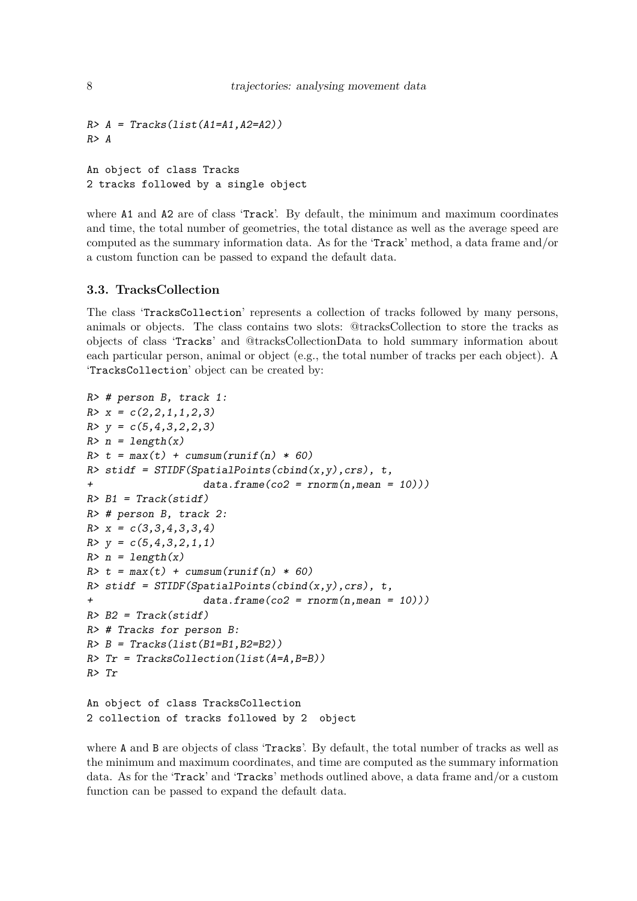```
R> A = Tracks(list(A1=A1,A2=A2))
R> A

An object of class Tracks
2 tracks followed by a single object
```

where A1 and A2 are of class 'Track'. By default, the minimum and maximum coordinates and time, the total number of geometries, the total distance as well as the average speed are computed as the summary information data. As for the 'Track' method, a data frame and/or a custom function can be passed to expand the default data.

### 3.3. TracksCollection

The class 'TracksCollection' represents a collection of tracks followed by many persons, animals or objects. The class contains two slots: @tracksCollection to store the tracks as objects of class 'Tracks' and @tracksCollectionData to hold summary information about each particular person, animal or object (e.g., the total number of tracks per each object). A 'TracksCollection' object can be created by:

```
R> # person B, track 1:
R> x = c(2,2,1,1,2,3)
R> y = c(5,4,3,2,2,3)
R> n = length(x)
R> t = max(t) + cumsum(runif(n) * 60)
R> stidf = STIDF(SpatialPoints(cbind(x,y),crs), t,
+                  data.frame(co2 = rnorm(n,mean = 10)))
R> B1 = Track(stidf)
R> # person B, track 2:
R> x = c(3,3,4,3,3,4)
R> y = c(5,4,3,2,1,1)
R> n = length(x)
R> t = max(t) + cumsum(runif(n) * 60)
R> stidf = STIDF(SpatialPoints(cbind(x,y),crs), t,
+                  data.frame(co2 = rnorm(n,mean = 10)))
R> B2 = Track(stidf)
R> # Tracks for person B:
R> B = Tracks(list(B1=B1,B2=B2))
R> Tr = TracksCollection(list(A=A,B=B))
R> Tr

An object of class TracksCollection
2 collection of tracks followed by 2  object
```

where A and B are objects of class 'Tracks'. By default, the total number of tracks as well as the minimum and maximum coordinates, and time are computed as the summary information data. As for the 'Track' and 'Tracks' methods outlined above, a data frame and/or a custom function can be passed to expand the default data.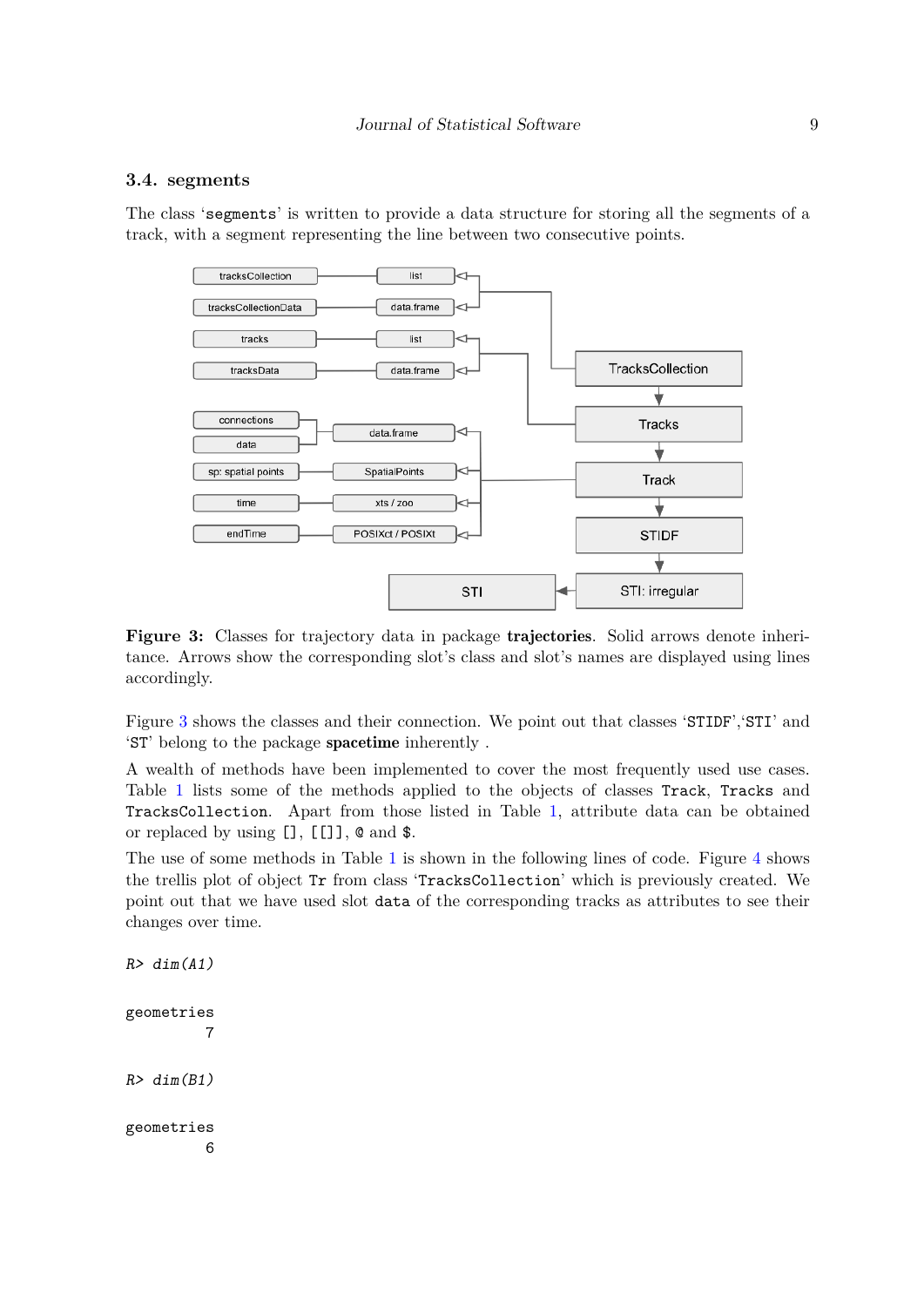### 3.4. segments

The class '`segments`' is written to provide a data structure for storing all the segments of a track, with a segment representing the line between two consecutive points.

**Figure 3:** Classes for trajectory data in package **trajectories**. Solid arrows denote inheritance. Arrows show the corresponding slot's class and slot's names are displayed using lines accordingly.

Figure 3 shows the classes and their connection. We point out that classes '`STIDF`','`STI`' and '`ST`' belong to the package **spacetime** inherently .

A wealth of methods have been implemented to cover the most frequently used use cases. Table 1 lists some of the methods applied to the objects of classes `Track`, `Tracks` and `TracksCollection`. Apart from those listed in Table 1, attribute data can be obtained or replaced by using `[]`, `[[]]`, `@` and `$`.

The use of some methods in Table 1 is shown in the following lines of code. Figure 4 shows the trellis plot of object `Tr` from class '`TracksCollection`' which is previously created. We point out that we have used slot `data` of the corresponding tracks as attributes to see their changes over time.

```
R> dim(A1)

geometries
         7

R> dim(B1)

geometries
         6
```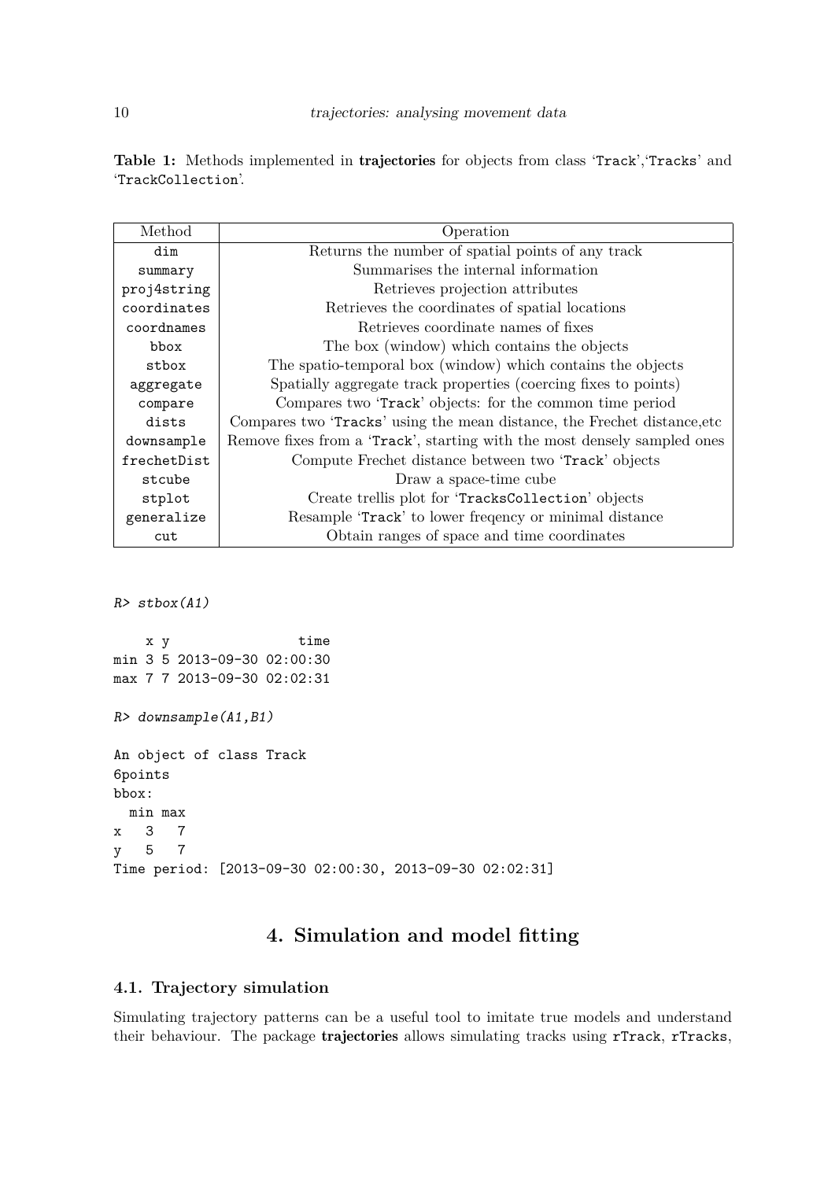**Table 1:** Methods implemented in **trajectories** for objects from class 'Track','Tracks' and 'TrackCollection'.

| Method | Operation |
|---|---|
| `dim` | Returns the number of spatial points of any track |
| `summary` | Summarises the internal information |
| `proj4string` | Retrieves projection attributes |
| `coordinates` | Retrieves the coordinates of spatial locations |
| `coordnames` | Retrieves coordinate names of fixes |
| `bbox` | The box (window) which contains the objects |
| `stbox` | The spatio-temporal box (window) which contains the objects |
| `aggregate` | Spatially aggregate track properties (coercing fixes to points) |
| `compare` | Compares two 'Track' objects: for the common time period |
| `dists` | Compares two 'Tracks' using the mean distance, the Frechet distance,etc |
| `downsample` | Remove fixes from a 'Track', starting with the most densely sampled ones |
| `frechetDist` | Compute Frechet distance between two 'Track' objects |
| `stcube` | Draw a space-time cube |
| `stplot` | Create trellis plot for 'TracksCollection' objects |
| `generalize` | Resample 'Track' to lower freqency or minimal distance |
| `cut` | Obtain ranges of space and time coordinates |

```
R> stbox(A1)

    x y                time
min 3 5 2013-09-30 02:00:30
max 7 7 2013-09-30 02:02:31

R> downsample(A1,B1)

An object of class Track
6points
bbox:
  min max
x   3   7
y   5   7
Time period: [2013-09-30 02:00:30, 2013-09-30 02:02:31]
```

## 4. Simulation and model fitting

### 4.1. Trajectory simulation

Simulating trajectory patterns can be a useful tool to imitate true models and understand their behaviour. The package **trajectories** allows simulating tracks using `rTrack`, `rTracks`,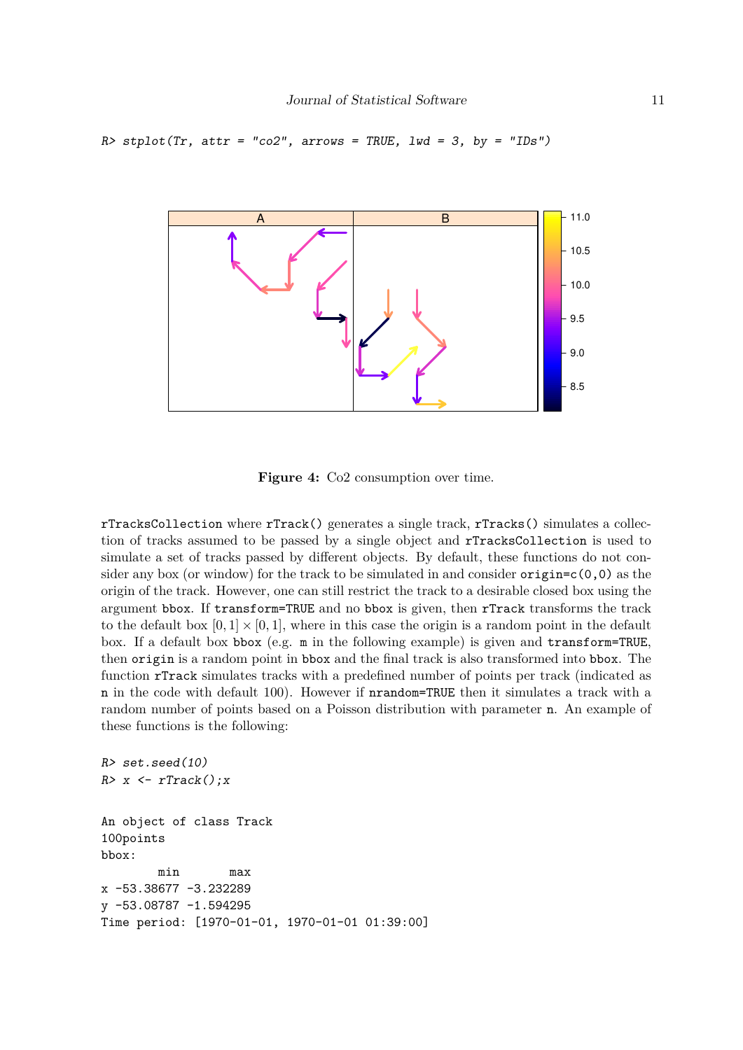```
R> stplot(Tr, attr = "co2", arrows = TRUE, lwd = 3, by = "IDs")
```

**Figure 4:** Co2 consumption over time.

`rTracksCollection` where `rTrack()` generates a single track, `rTracks()` simulates a collection of tracks assumed to be passed by a single object and `rTracksCollection` is used to simulate a set of tracks passed by different objects. By default, these functions do not consider any box (or window) for the track to be simulated in and consider `origin=c(0,0)` as the origin of the track. However, one can still restrict the track to a desirable closed box using the argument `bbox`. If `transform=TRUE` and no `bbox` is given, then `rTrack` transforms the track to the default box $[0,1] \times [0,1]$, where in this case the origin is a random point in the default box. If a default box `bbox` (e.g. `m` in the following example) is given and `transform=TRUE`, then `origin` is a random point in `bbox` and the final track is also transformed into `bbox`. The function `rTrack` simulates tracks with a predefined number of points per track (indicated as `n` in the code with default 100). However if `nrandom=TRUE` then it simulates a track with a random number of points based on a Poisson distribution with parameter `n`. An example of these functions is the following:

```
R> set.seed(10)
R> x <- rTrack();x

An object of class Track
100points
bbox:
        min       max
x -53.38677 -3.232289
y -53.08787 -1.594295
Time period: [1970-01-01, 1970-01-01 01:39:00]
```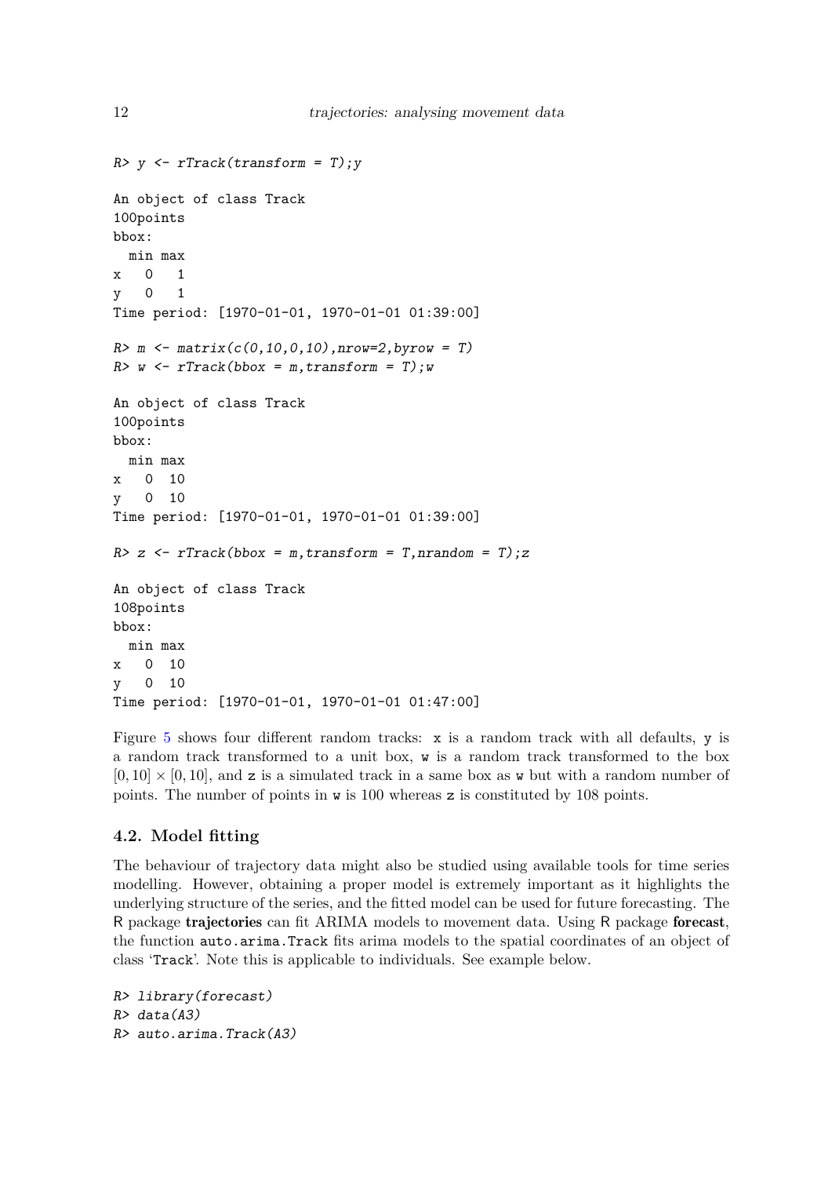```
R> y <- rTrack(transform = T);y

An object of class Track
100points
bbox:
  min max
x   0   1
y   0   1
Time period: [1970-01-01, 1970-01-01 01:39:00]

R> m <- matrix(c(0,10,0,10),nrow=2,byrow = T)
R> w <- rTrack(bbox = m,transform = T);w

An object of class Track
100points
bbox:
  min max
x   0  10
y   0  10
Time period: [1970-01-01, 1970-01-01 01:39:00]

R> z <- rTrack(bbox = m,transform = T,nrandom = T);z

An object of class Track
108points
bbox:
  min max
x   0  10
y   0  10
Time period: [1970-01-01, 1970-01-01 01:47:00]
```

Figure 5 shows four different random tracks: `x` is a random track with all defaults, `y` is a random track transformed to a unit box, `w` is a random track transformed to the box $[0, 10] \times [0, 10]$, and `z` is a simulated track in a same box as `w` but with a random number of points. The number of points in `w` is 100 whereas `z` is constituted by 108 points.

### 4.2. Model fitting

The behaviour of trajectory data might also be studied using available tools for time series modelling. However, obtaining a proper model is extremely important as it highlights the underlying structure of the series, and the fitted model can be used for future forecasting. The R package **trajectories** can fit ARIMA models to movement data. Using R package **forecast**, the function `auto.arima.Track` fits arima models to the spatial coordinates of an object of class '`Track`'. Note this is applicable to individuals. See example below.

```
R> library(forecast)
R> data(A3)
R> auto.arima.Track(A3)
```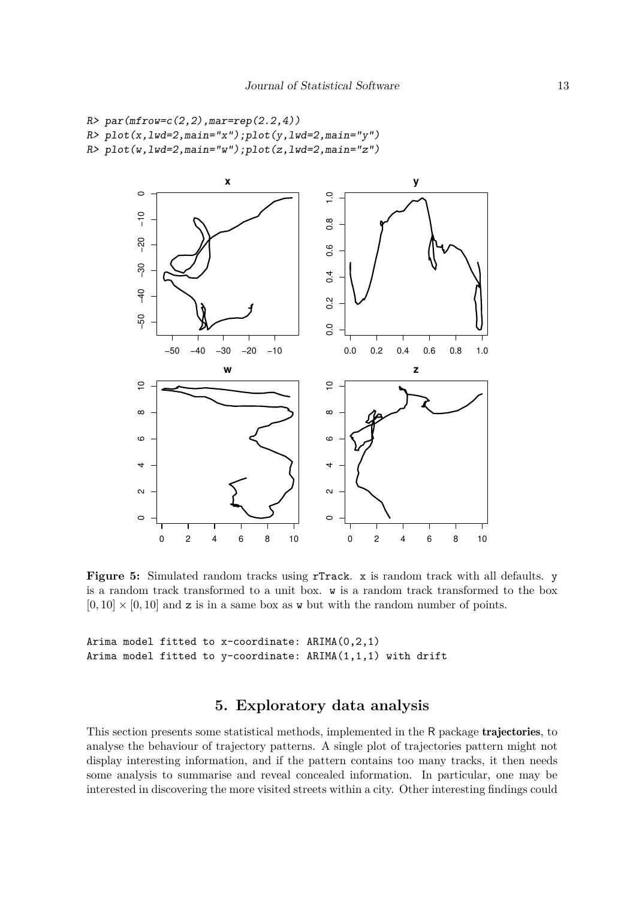```
R> par(mfrow=c(2,2),mar=rep(2.2,4))
R> plot(x,lwd=2,main="x");plot(y,lwd=2,main="y")
R> plot(w,lwd=2,main="w");plot(z,lwd=2,main="z")
```

**Figure 5:** Simulated random tracks using `rTrack`. `x` is random track with all defaults. `y` is a random track transformed to a unit box. `w` is a random track transformed to the box $[0, 10] \times [0, 10]$ and `z` is in a same box as `w` but with the random number of points.

```
Arima model fitted to x-coordinate: ARIMA(0,2,1)
Arima model fitted to y-coordinate: ARIMA(1,1,1) with drift
```

# 5. Exploratory data analysis

This section presents some statistical methods, implemented in the R package **trajectories**, to analyse the behaviour of trajectory patterns. A single plot of trajectories pattern might not display interesting information, and if the pattern contains too many tracks, it then needs some analysis to summarise and reveal concealed information. In particular, one may be interested in discovering the more visited streets within a city. Other interesting findings could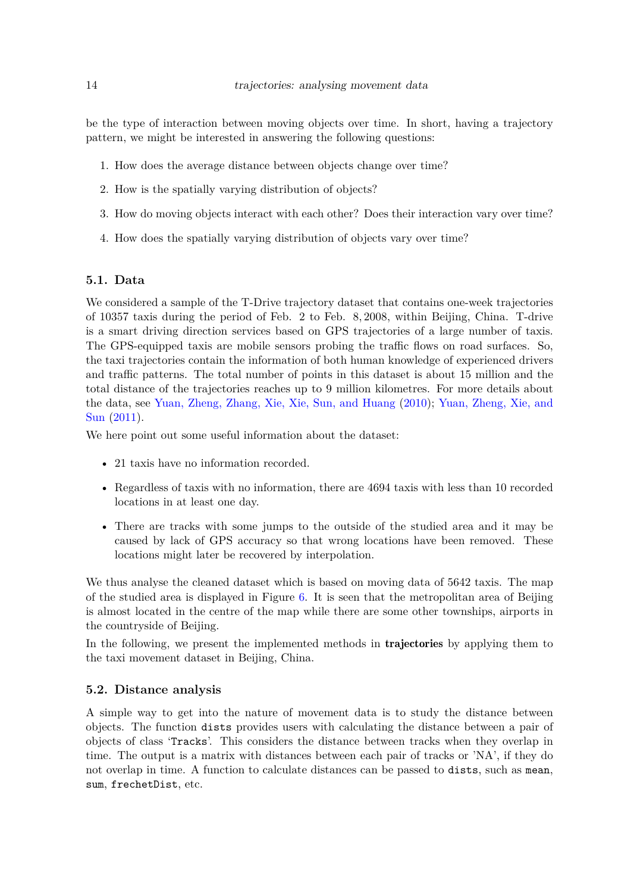be the type of interaction between moving objects over time. In short, having a trajectory pattern, we might be interested in answering the following questions:

1. How does the average distance between objects change over time?
2. How is the spatially varying distribution of objects?
3. How do moving objects interact with each other? Does their interaction vary over time?
4. How does the spatially varying distribution of objects vary over time?

### 5.1. Data

We considered a sample of the T-Drive trajectory dataset that contains one-week trajectories of 10357 taxis during the period of Feb. 2 to Feb. 8, 2008, within Beijing, China. T-drive is a smart driving direction services based on GPS trajectories of a large number of taxis. The GPS-equipped taxis are mobile sensors probing the traffic flows on road surfaces. So, the taxi trajectories contain the information of both human knowledge of experienced drivers and traffic patterns. The total number of points in this dataset is about 15 million and the total distance of the trajectories reaches up to 9 million kilometres. For more details about the data, see Yuan, Zheng, Zhang, Xie, Xie, Sun, and Huang (2010); Yuan, Zheng, Xie, and Sun (2011).

We here point out some useful information about the dataset:

- 21 taxis have no information recorded.
- Regardless of taxis with no information, there are 4694 taxis with less than 10 recorded locations in at least one day.
- There are tracks with some jumps to the outside of the studied area and it may be caused by lack of GPS accuracy so that wrong locations have been removed. These locations might later be recovered by interpolation.

We thus analyse the cleaned dataset which is based on moving data of 5642 taxis. The map of the studied area is displayed in Figure 6. It is seen that the metropolitan area of Beijing is almost located in the centre of the map while there are some other townships, airports in the countryside of Beijing.

In the following, we present the implemented methods in **trajectories** by applying them to the taxi movement dataset in Beijing, China.

### 5.2. Distance analysis

A simple way to get into the nature of movement data is to study the distance between objects. The function `dists` provides users with calculating the distance between a pair of objects of class '`Tracks`'. This considers the distance between tracks when they overlap in time. The output is a matrix with distances between each pair of tracks or 'NA', if they do not overlap in time. A function to calculate distances can be passed to `dists`, such as `mean`, `sum`, `frechetDist`, etc.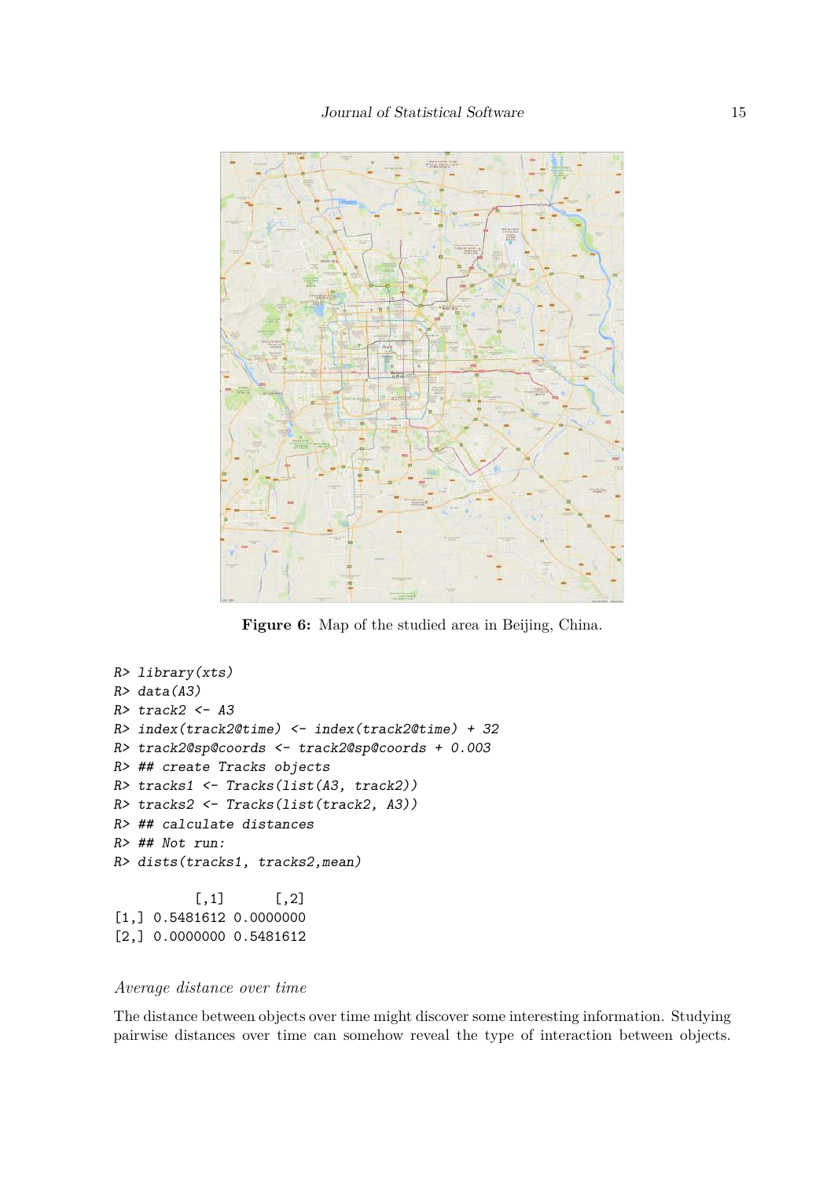Figure 6: Map of the studied area in Beijing, China.

```
R> library(xts)
R> data(A3)
R> track2 <- A3
R> index(track2@time) <- index(track2@time) + 32
R> track2@sp@coords <- track2@sp@coords + 0.003
R> ## create Tracks objects
R> tracks1 <- Tracks(list(A3, track2))
R> tracks2 <- Tracks(list(track2, A3))
R> ## calculate distances
R> ## Not run:
R> dists(tracks1, tracks2,mean)

          [,1]      [,2]
[1,] 0.5481612 0.0000000
[2,] 0.0000000 0.5481612
```

*Average distance over time*

The distance between objects over time might discover some interesting information. Studying pairwise distances over time can somehow reveal the type of interaction between objects.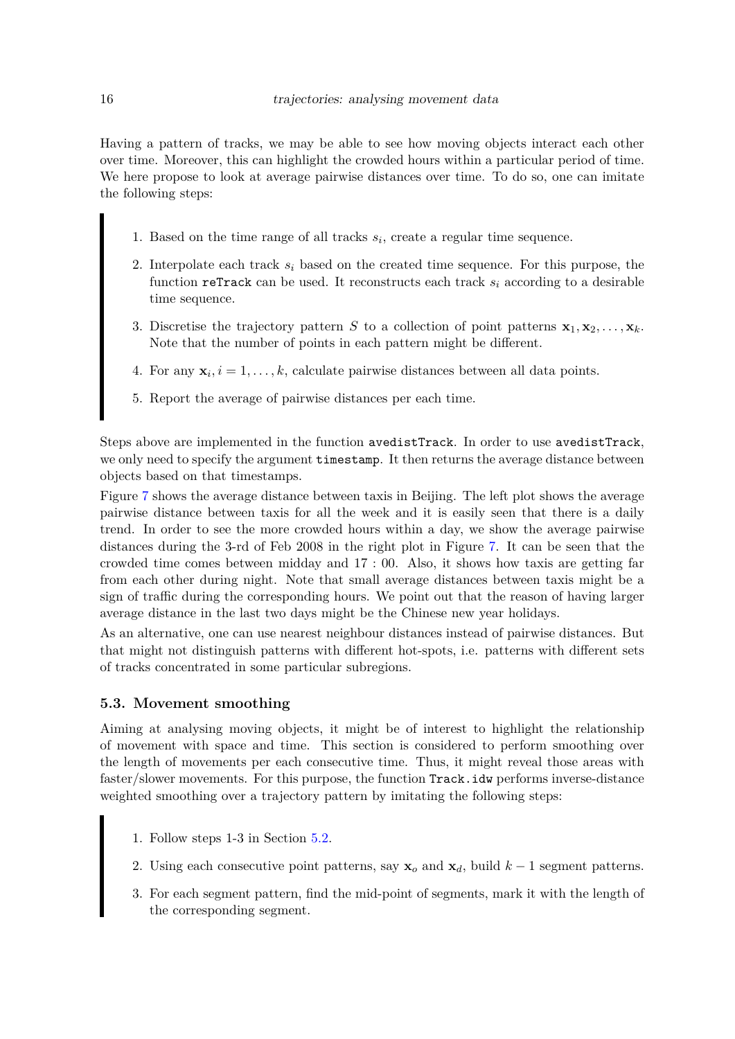Having a pattern of tracks, we may be able to see how moving objects interact each other over time. Moreover, this can highlight the crowded hours within a particular period of time. We here propose to look at average pairwise distances over time. To do so, one can imitate the following steps:

> 1. Based on the time range of all tracks $s_i$, create a regular time sequence.
> 2. Interpolate each track $s_i$ based on the created time sequence. For this purpose, the function `reTrack` can be used. It reconstructs each track $s_i$ according to a desirable time sequence.
> 3. Discretise the trajectory pattern $S$ to a collection of point patterns $\mathbf{x}_1, \mathbf{x}_2, \ldots, \mathbf{x}_k$. Note that the number of points in each pattern might be different.
> 4. For any $\mathbf{x}_i, i = 1, \ldots, k$, calculate pairwise distances between all data points.
> 5. Report the average of pairwise distances per each time.

Steps above are implemented in the function `avedistTrack`. In order to use `avedistTrack`, we only need to specify the argument `timestamp`. It then returns the average distance between objects based on that timestamps.

Figure 7 shows the average distance between taxis in Beijing. The left plot shows the average pairwise distance between taxis for all the week and it is easily seen that there is a daily trend. In order to see the more crowded hours within a day, we show the average pairwise distances during the 3-rd of Feb 2008 in the right plot in Figure 7. It can be seen that the crowded time comes between midday and 17 : 00. Also, it shows how taxis are getting far from each other during night. Note that small average distances between taxis might be a sign of traffic during the corresponding hours. We point out that the reason of having larger average distance in the last two days might be the Chinese new year holidays.

As an alternative, one can use nearest neighbour distances instead of pairwise distances. But that might not distinguish patterns with different hot-spots, i.e. patterns with different sets of tracks concentrated in some particular subregions.

### 5.3. Movement smoothing

Aiming at analysing moving objects, it might be of interest to highlight the relationship of movement with space and time. This section is considered to perform smoothing over the length of movements per each consecutive time. Thus, it might reveal those areas with faster/slower movements. For this purpose, the function `Track.idw` performs inverse-distance weighted smoothing over a trajectory pattern by imitating the following steps:

> 1. Follow steps 1-3 in Section 5.2.
> 2. Using each consecutive point patterns, say $\mathbf{x}_o$ and $\mathbf{x}_d$, build $k - 1$ segment patterns.
> 3. For each segment pattern, find the mid-point of segments, mark it with the length of the corresponding segment.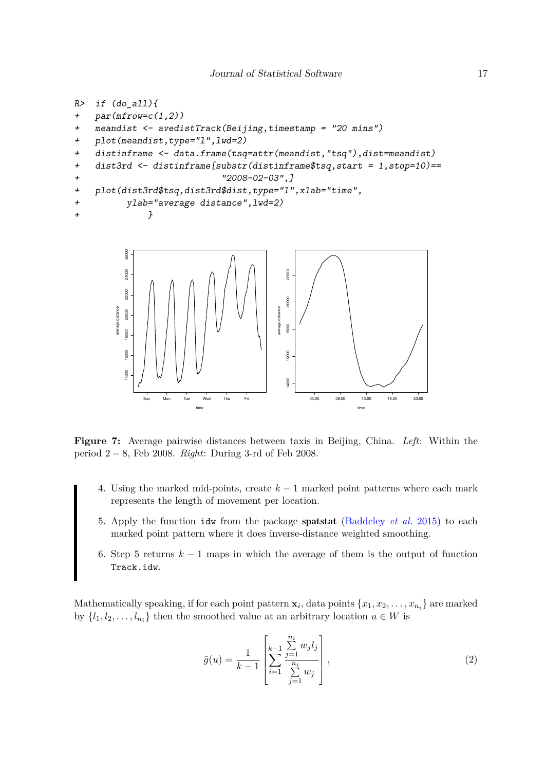```
R>  if (do_all){
+   par(mfrow=c(1,2))
+   meandist <- avedistTrack(Beijing,timestamp = "20 mins")
+   plot(meandist,type="l",lwd=2)
+   distinframe <- data.frame(tsq=attr(meandist,"tsq"),dist=meandist)
+   dist3rd <- distinframe[substr(distinframe$tsq,start = 1,stop=10)==
+                              "2008-02-03",]
+   plot(dist3rd$tsq,dist3rd$dist,type="l",xlab="time",
+          ylab="average distance",lwd=2)
+            }
```

**Figure 7:** Average pairwise distances between taxis in Beijing, China. *Left*: Within the period 2 – 8, Feb 2008. *Right*: During 3-rd of Feb 2008.

4. Using the marked mid-points, create $k-1$ marked point patterns where each mark represents the length of movement per location.

5. Apply the function `idw` from the package **spatstat** (Baddeley *et al.* 2015) to each marked point pattern where it does inverse-distance weighted smoothing.

6. Step 5 returns $k-1$ maps in which the average of them is the output of function `Track.idw`.

Mathematically speaking, if for each point pattern $\mathbf{x}_i$, data points $\{x_1, x_2, \dots, x_{n_i}\}$ are marked by $\{l_1, l_2, \dots, l_{n_i}\}$ then the smoothed value at an arbitrary location $u \in W$ is

$$\bar{g}(u) = \frac{1}{k-1} \left[ \sum_{i=1}^{k-1} \frac{\sum_{j=1}^{n_i} w_j l_j}{\sum_{j=1}^{n_i} w_j} \right], \tag{2}$$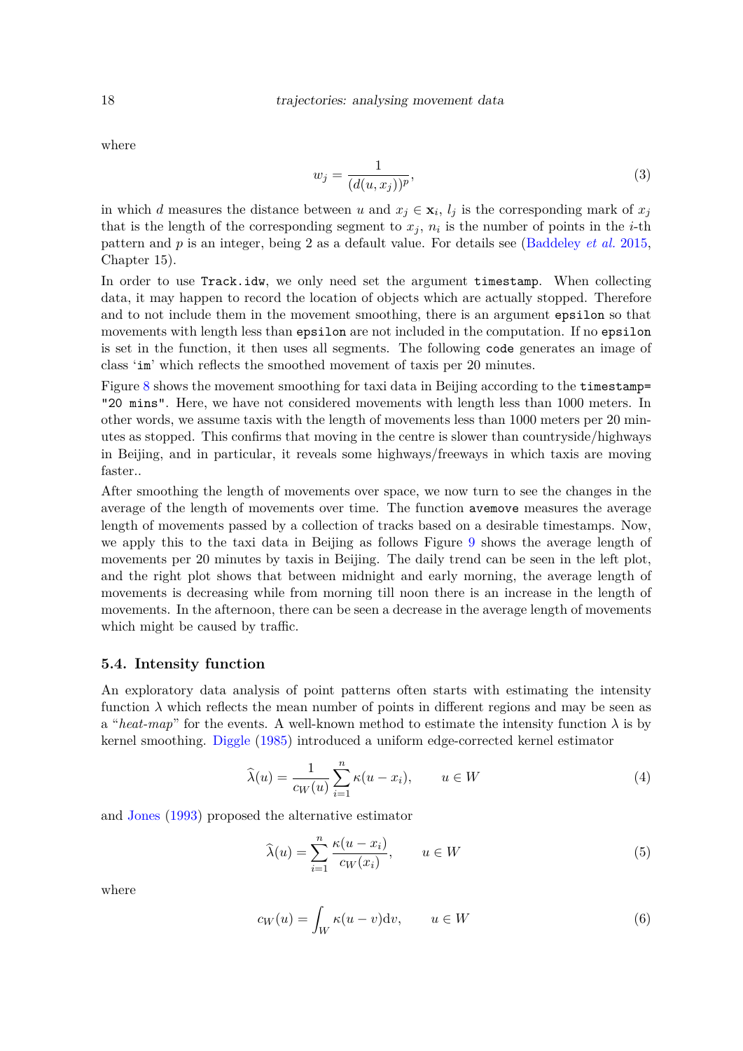where

$$w_j = \frac{1}{(d(u, x_j))^p}, \tag{3}$$

in which $d$ measures the distance between $u$ and $x_j \in \mathbf{x}_i$, $l_j$ is the corresponding mark of $x_j$ that is the length of the corresponding segment to $x_j$, $n_i$ is the number of points in the $i$-th pattern and $p$ is an integer, being 2 as a default value. For details see (Baddeley *et al.* 2015, Chapter 15).

In order to use `Track.idw`, we only need set the argument `timestamp`. When collecting data, it may happen to record the location of objects which are actually stopped. Therefore and to not include them in the movement smoothing, there is an argument `epsilon` so that movements with length less than `epsilon` are not included in the computation. If no `epsilon` is set in the function, it then uses all segments. The following `code` generates an image of class '`im`' which reflects the smoothed movement of taxis per 20 minutes.

Figure 8 shows the movement smoothing for taxi data in Beijing according to the `timestamp= "20 mins"`. Here, we have not considered movements with length less than 1000 meters. In other words, we assume taxis with the length of movements less than 1000 meters per 20 minutes as stopped. This confirms that moving in the centre is slower than countryside/highways in Beijing, and in particular, it reveals some highways/freeways in which taxis are moving faster..

After smoothing the length of movements over space, we now turn to see the changes in the average of the length of movements over time. The function `avemove` measures the average length of movements passed by a collection of tracks based on a desirable timestamps. Now, we apply this to the taxi data in Beijing as follows Figure 9 shows the average length of movements per 20 minutes by taxis in Beijing. The daily trend can be seen in the left plot, and the right plot shows that between midnight and early morning, the average length of movements is decreasing while from morning till noon there is an increase in the length of movements. In the afternoon, there can be seen a decrease in the average length of movements which might be caused by traffic.

### 5.4. Intensity function

An exploratory data analysis of point patterns often starts with estimating the intensity function $\lambda$ which reflects the mean number of points in different regions and may be seen as a "*heat-map*" for the events. A well-known method to estimate the intensity function $\lambda$ is by kernel smoothing. Diggle (1985) introduced a uniform edge-corrected kernel estimator

$$\widehat{\lambda}(u) = \frac{1}{c_W(u)} \sum_{i=1}^{n} \kappa(u - x_i), \qquad u \in W \tag{4}$$

and Jones (1993) proposed the alternative estimator

$$\widehat{\lambda}(u) = \sum_{i=1}^{n} \frac{\kappa(u - x_i)}{c_W(x_i)}, \qquad u \in W \tag{5}$$

where

$$c_W(u) = \int_W \kappa(u - v)\mathrm{d}v, \qquad u \in W \tag{6}$$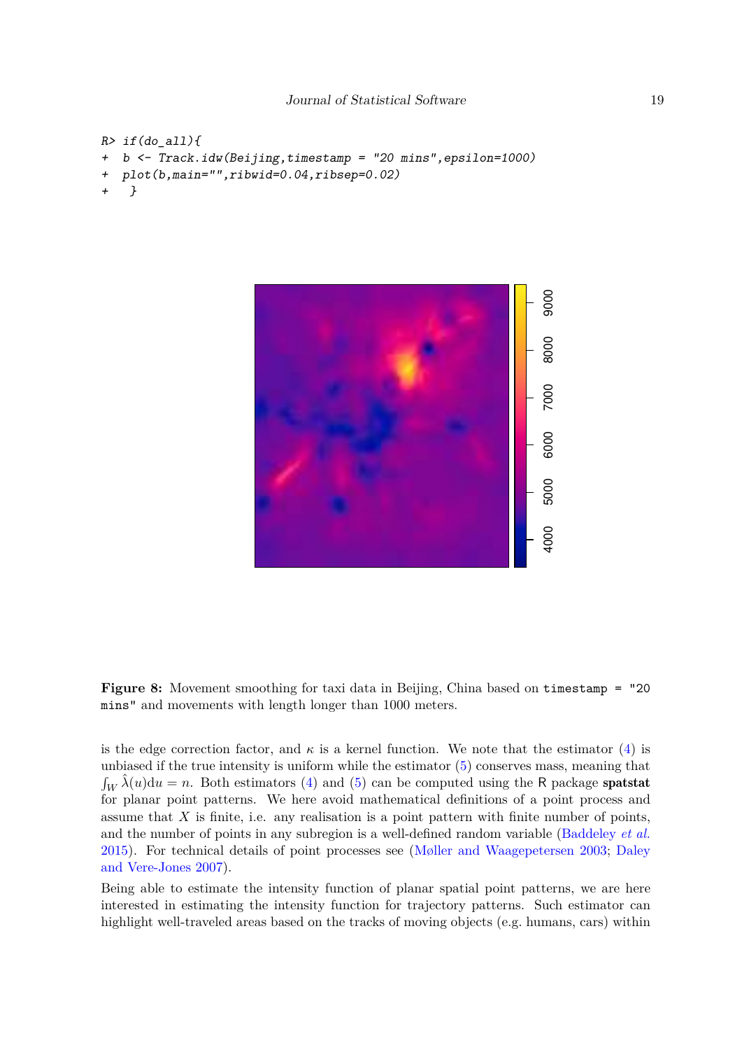```
R> if(do_all){
+  b <- Track.idw(Beijing,timestamp = "20 mins",epsilon=1000)
+  plot(b,main="",ribwid=0.04,ribsep=0.02)
+   }
```

**Figure 8:** Movement smoothing for taxi data in Beijing, China based on `timestamp = "20 mins"` and movements with length longer than 1000 meters.

is the edge correction factor, and $\kappa$ is a kernel function. We note that the estimator (4) is unbiased if the true intensity is uniform while the estimator (5) conserves mass, meaning that $\int_W \hat{\lambda}(u)\mathrm{d}u = n$. Both estimators (4) and (5) can be computed using the R package **spatstat** for planar point patterns. We here avoid mathematical definitions of a point process and assume that $X$ is finite, i.e. any realisation is a point pattern with finite number of points, and the number of points in any subregion is a well-defined random variable (Baddeley *et al.* 2015). For technical details of point processes see (Møller and Waagepetersen 2003; Daley and Vere-Jones 2007).

Being able to estimate the intensity function of planar spatial point patterns, we are here interested in estimating the intensity function for trajectory patterns. Such estimator can highlight well-traveled areas based on the tracks of moving objects (e.g. humans, cars) within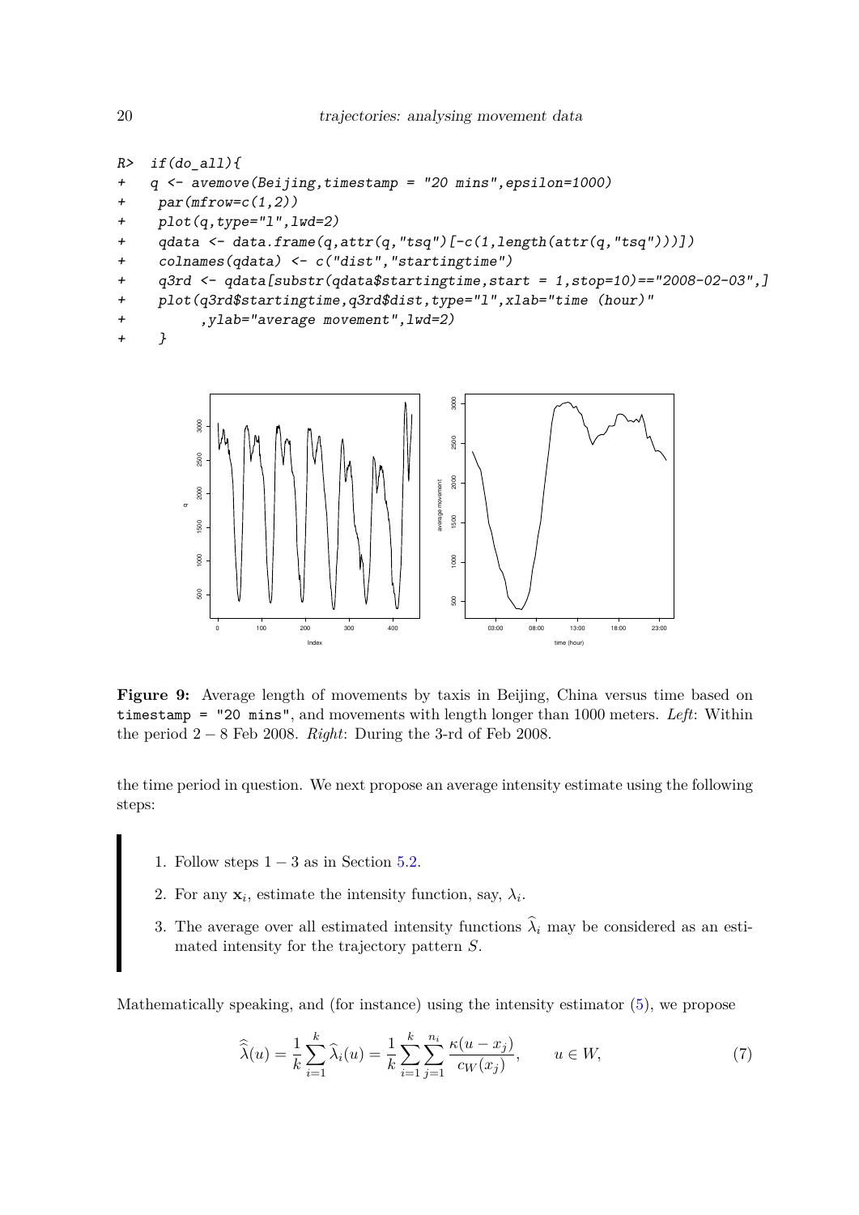```
R>  if(do_all){
+    q <- avemove(Beijing,timestamp = "20 mins",epsilon=1000)
+     par(mfrow=c(1,2))
+     plot(q,type="l",lwd=2)
+     qdata <- data.frame(q,attr(q,"tsq")[-c(1,length(attr(q,"tsq")))])
+     colnames(qdata) <- c("dist","startingtime")
+     q3rd <- qdata[substr(qdata$startingtime,start = 1,stop=10)=="2008-02-03",]
+     plot(q3rd$startingtime,q3rd$dist,type="l",xlab="time (hour)"
+          ,ylab="average movement",lwd=2)
+     }
```

**Figure 9:** Average length of movements by taxis in Beijing, China versus time based on `timestamp = "20 mins"`, and movements with length longer than 1000 meters. *Left*: Within the period $2-8$ Feb 2008. *Right*: During the 3-rd of Feb 2008.

the time period in question. We next propose an average intensity estimate using the following steps:

1. Follow steps $1-3$ as in Section 5.2.
2. For any $\mathbf{x}_i$, estimate the intensity function, say, $\lambda_i$.
3. The average over all estimated intensity functions $\widehat{\lambda}_i$ may be considered as an estimated intensity for the trajectory pattern $S$.

Mathematically speaking, and (for instance) using the intensity estimator (5), we propose

$$\widehat{\widehat{\lambda}}(u) = \frac{1}{k}\sum_{i=1}^{k}\widehat{\lambda}_i(u) = \frac{1}{k}\sum_{i=1}^{k}\sum_{j=1}^{n_i}\frac{\kappa(u-x_j)}{c_W(x_j)}, \qquad u \in W, \tag{7}$$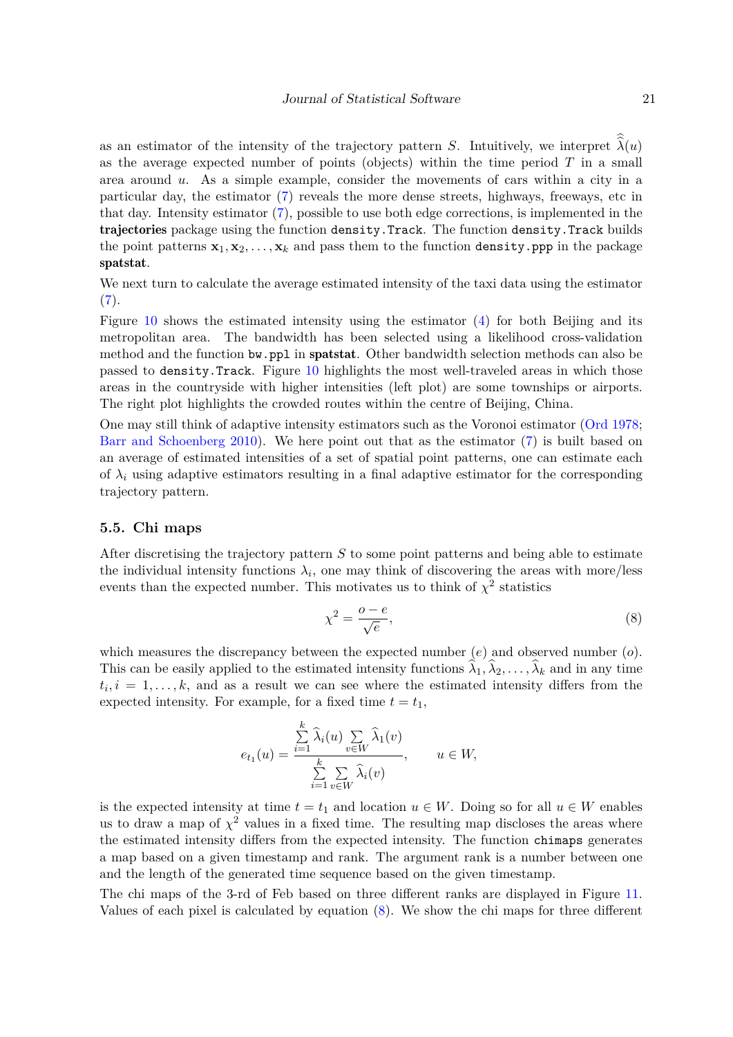as an estimator of the intensity of the trajectory pattern $S$. Intuitively, we interpret $\widehat{\widehat{\lambda}}(u)$ as the average expected number of points (objects) within the time period $T$ in a small area around $u$. As a simple example, consider the movements of cars within a city in a particular day, the estimator (7) reveals the more dense streets, highways, freeways, etc in that day. Intensity estimator (7), possible to use both edge corrections, is implemented in the **trajectories** package using the function `density.Track`. The function `density.Track` builds the point patterns $\mathbf{x}_1, \mathbf{x}_2, \ldots, \mathbf{x}_k$ and pass them to the function `density.ppp` in the package **spatstat**.

We next turn to calculate the average estimated intensity of the taxi data using the estimator (7).

Figure 10 shows the estimated intensity using the estimator (4) for both Beijing and its metropolitan area. The bandwidth has been selected using a likelihood cross-validation method and the function `bw.ppl` in **spatstat**. Other bandwidth selection methods can also be passed to `density.Track`. Figure 10 highlights the most well-traveled areas in which those areas in the countryside with higher intensities (left plot) are some townships or airports. The right plot highlights the crowded routes within the centre of Beijing, China.

One may still think of adaptive intensity estimators such as the Voronoi estimator (Ord 1978; Barr and Schoenberg 2010). We here point out that as the estimator (7) is built based on an average of estimated intensities of a set of spatial point patterns, one can estimate each of $\lambda_i$ using adaptive estimators resulting in a final adaptive estimator for the corresponding trajectory pattern.

### 5.5. Chi maps

After discretising the trajectory pattern $S$ to some point patterns and being able to estimate the individual intensity functions $\lambda_i$, one may think of discovering the areas with more/less events than the expected number. This motivates us to think of $\chi^2$ statistics

$$\chi^2 = \frac{o - e}{\sqrt{e}}, \tag{8}$$

which measures the discrepancy between the expected number ($e$) and observed number ($o$). This can be easily applied to the estimated intensity functions $\widehat{\lambda}_1, \widehat{\lambda}_2, \ldots, \widehat{\lambda}_k$ and in any time $t_i, i = 1, \ldots, k$, and as a result we can see where the estimated intensity differs from the expected intensity. For example, for a fixed time $t = t_1$,

$$e_{t_1}(u) = \frac{\sum_{i=1}^{k} \widehat{\lambda}_i(u) \sum_{v \in W} \widehat{\lambda}_1(v)}{\sum_{i=1}^{k} \sum_{v \in W} \widehat{\lambda}_i(v)}, \qquad u \in W,$$

is the expected intensity at time $t = t_1$ and location $u \in W$. Doing so for all $u \in W$ enables us to draw a map of $\chi^2$ values in a fixed time. The resulting map discloses the areas where the estimated intensity differs from the expected intensity. The function `chimaps` generates a map based on a given timestamp and rank. The argument rank is a number between one and the length of the generated time sequence based on the given timestamp.

The chi maps of the 3-rd of Feb based on three different ranks are displayed in Figure 11. Values of each pixel is calculated by equation (8). We show the chi maps for three different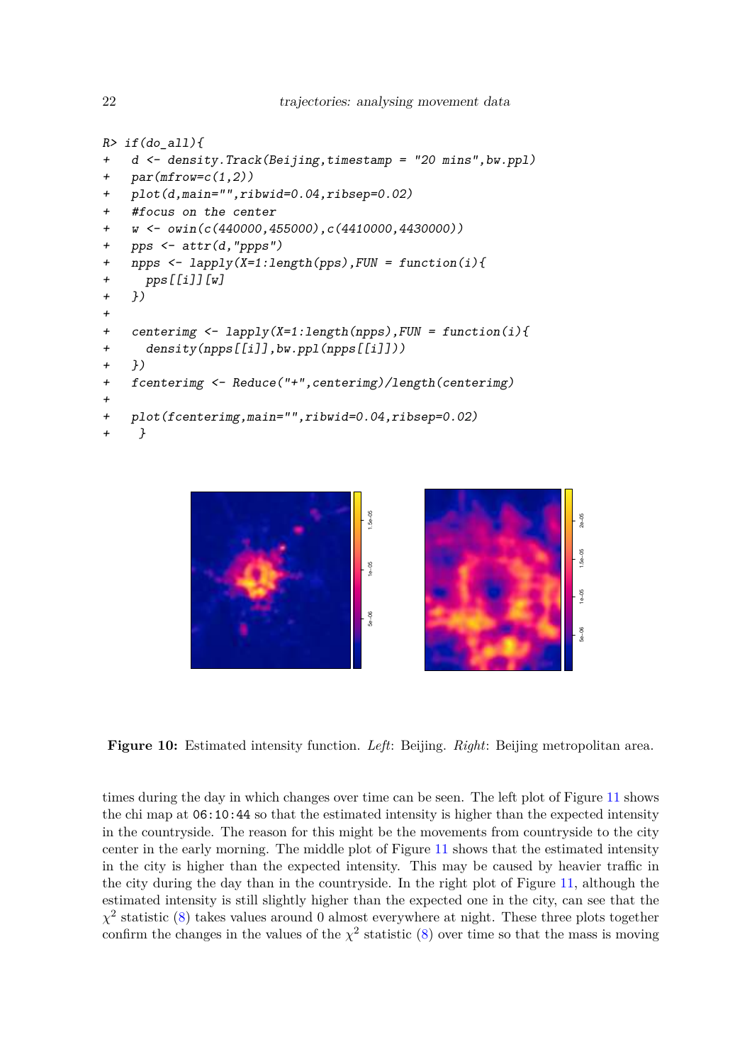```
R> if(do_all){
+   d <- density.Track(Beijing,timestamp = "20 mins",bw.ppl)
+   par(mfrow=c(1,2))
+   plot(d,main="",ribwid=0.04,ribsep=0.02)
+   #focus on the center
+   w <- owin(c(440000,455000),c(4410000,4430000))
+   pps <- attr(d,"ppps")
+   npps <- lapply(X=1:length(pps),FUN = function(i){
+     pps[[i]][w]
+   })
+
+   centerimg <- lapply(X=1:length(npps),FUN = function(i){
+     density(npps[[i]],bw.ppl(npps[[i]]))
+   })
+   fcenterimg <- Reduce("+",centerimg)/length(centerimg)
+
+   plot(fcenterimg,main="",ribwid=0.04,ribsep=0.02)
+    }
```

**Figure 10:** Estimated intensity function. *Left*: Beijing. *Right*: Beijing metropolitan area.

times during the day in which changes over time can be seen. The left plot of Figure 11 shows the chi map at `06:10:44` so that the estimated intensity is higher than the expected intensity in the countryside. The reason for this might be the movements from countryside to the city center in the early morning. The middle plot of Figure 11 shows that the estimated intensity in the city is higher than the expected intensity. This may be caused by heavier traffic in the city during the day than in the countryside. In the right plot of Figure 11, although the estimated intensity is still slightly higher than the expected one in the city, can see that the $\chi^2$ statistic (8) takes values around 0 almost everywhere at night. These three plots together confirm the changes in the values of the $\chi^2$ statistic (8) over time so that the mass is moving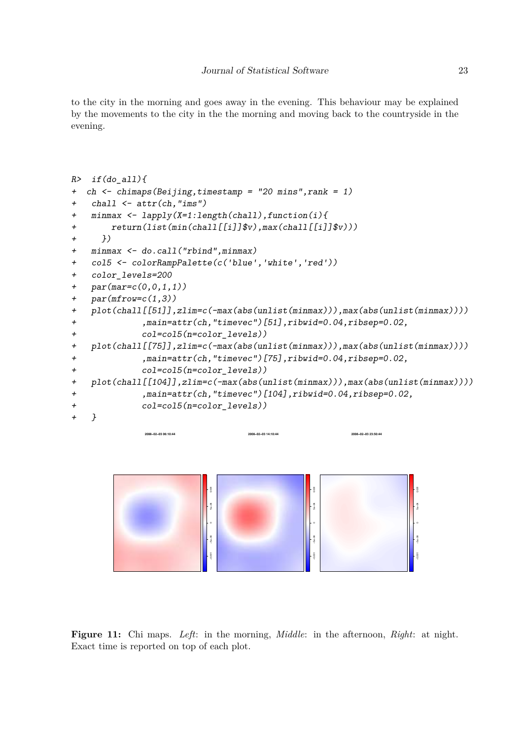to the city in the morning and goes away in the evening. This behaviour may be explained by the movements to the city in the the morning and moving back to the countryside in the evening.

```
R>  if(do_all){
+  ch <- chimaps(Beijing,timestamp = "20 mins",rank = 1)
+   chall <- attr(ch,"ims")
+   minmax <- lapply(X=1:length(chall),function(i){
+       return(list(min(chall[[i]]$v),max(chall[[i]]$v)))
+     })
+   minmax <- do.call("rbind",minmax)
+   col5 <- colorRampPalette(c('blue','white','red'))
+   color_levels=200
+   par(mar=c(0,0,1,1))
+   par(mfrow=c(1,3))
+   plot(chall[[51]],zlim=c(-max(abs(unlist(minmax))),max(abs(unlist(minmax))))
+             ,main=attr(ch,"timevec")[51],ribwid=0.04,ribsep=0.02,
+             col=col5(n=color_levels))
+   plot(chall[[75]],zlim=c(-max(abs(unlist(minmax))),max(abs(unlist(minmax))))
+             ,main=attr(ch,"timevec")[75],ribwid=0.04,ribsep=0.02,
+             col=col5(n=color_levels))
+   plot(chall[[104]],zlim=c(-max(abs(unlist(minmax))),max(abs(unlist(minmax))))
+             ,main=attr(ch,"timevec")[104],ribwid=0.04,ribsep=0.02,
+             col=col5(n=color_levels))
+   }
```

**Figure 11:** Chi maps. *Left*: in the morning, *Middle*: in the afternoon, *Right*: at night. Exact time is reported on top of each plot.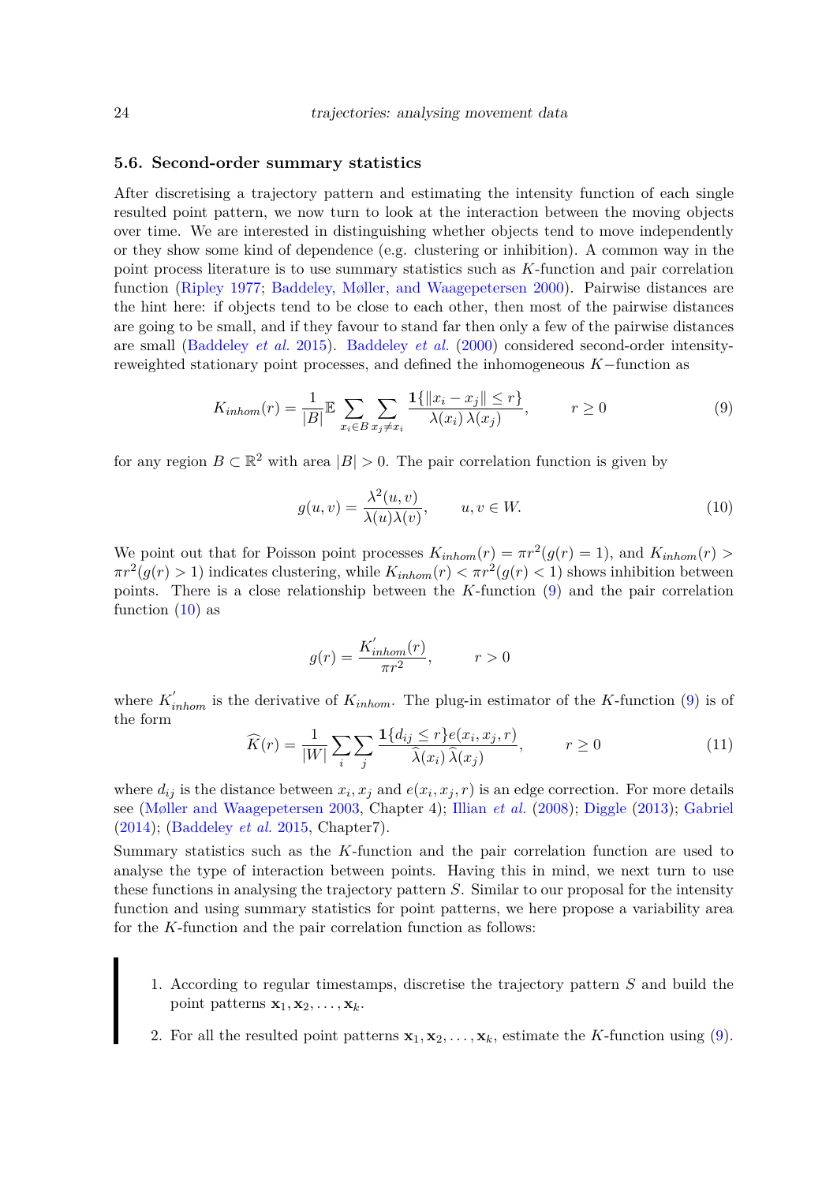### 5.6. Second-order summary statistics

After discretising a trajectory pattern and estimating the intensity function of each single resulted point pattern, we now turn to look at the interaction between the moving objects over time. We are interested in distinguishing whether objects tend to move independently or they show some kind of dependence (e.g. clustering or inhibition). A common way in the point process literature is to use summary statistics such as $K$-function and pair correlation function (Ripley 1977; Baddeley, Møller, and Waagepetersen 2000). Pairwise distances are the hint here: if objects tend to be close to each other, then most of the pairwise distances are going to be small, and if they favour to stand far then only a few of the pairwise distances are small (Baddeley *et al.* 2015). Baddeley *et al.* (2000) considered second-order intensity-reweighted stationary point processes, and defined the inhomogeneous $K-$function as

$$K_{inhom}(r) = \frac{1}{|B|} \mathbb{E} \sum_{x_i \in B} \sum_{x_j \neq x_i} \frac{\mathbf{1}\{\|x_i - x_j\| \leq r\}}{\lambda(x_i)\,\lambda(x_j)}, \qquad r \geq 0 \tag{9}$$

for any region $B \subset \mathbb{R}^2$ with area $|B| > 0$. The pair correlation function is given by

$$g(u, v) = \frac{\lambda^2(u, v)}{\lambda(u)\lambda(v)}, \qquad u, v \in W. \tag{10}$$

We point out that for Poisson point processes $K_{inhom}(r) = \pi r^2 (g(r) = 1)$, and $K_{inhom}(r) > \pi r^2 (g(r) > 1)$ indicates clustering, while $K_{inhom}(r) < \pi r^2 (g(r) < 1)$ shows inhibition between points. There is a close relationship between the $K$-function (9) and the pair correlation function (10) as

$$g(r) = \frac{K'_{inhom}(r)}{\pi r^2}, \qquad r > 0$$

where $K'_{inhom}$ is the derivative of $K_{inhom}$. The plug-in estimator of the $K$-function (9) is of the form

$$\widehat{K}(r) = \frac{1}{|W|} \sum_i \sum_j \frac{\mathbf{1}\{d_{ij} \leq r\} e(x_i, x_j, r)}{\widehat{\lambda}(x_i)\,\widehat{\lambda}(x_j)}, \qquad r \geq 0 \tag{11}$$

where $d_{ij}$ is the distance between $x_i, x_j$ and $e(x_i, x_j, r)$ is an edge correction. For more details see (Møller and Waagepetersen 2003, Chapter 4); Illian *et al.* (2008); Diggle (2013); Gabriel (2014); (Baddeley *et al.* 2015, Chapter7).

Summary statistics such as the $K$-function and the pair correlation function are used to analyse the type of interaction between points. Having this in mind, we next turn to use these functions in analysing the trajectory pattern $S$. Similar to our proposal for the intensity function and using summary statistics for point patterns, we here propose a variability area for the $K$-function and the pair correlation function as follows:

1. According to regular timestamps, discretise the trajectory pattern $S$ and build the point patterns $\mathbf{x}_1, \mathbf{x}_2, \ldots, \mathbf{x}_k$.
2. For all the resulted point patterns $\mathbf{x}_1, \mathbf{x}_2, \ldots, \mathbf{x}_k$, estimate the $K$-function using (9).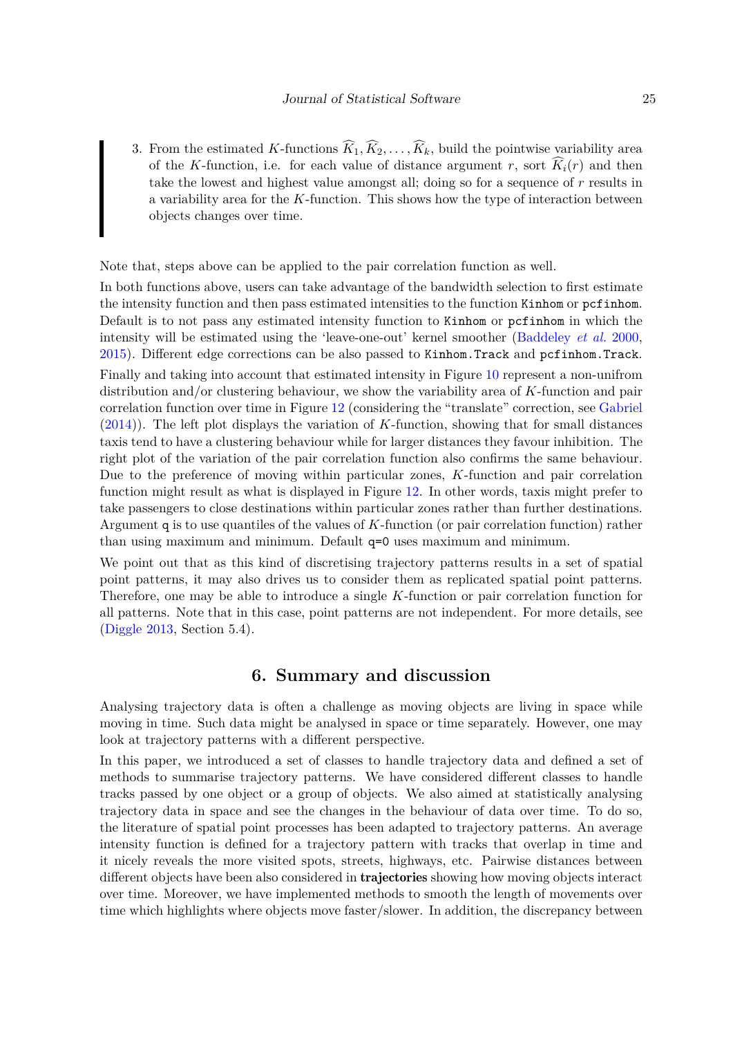3. From the estimated $K$-functions $\widehat{K}_1, \widehat{K}_2, \ldots, \widehat{K}_k$, build the pointwise variability area of the $K$-function, i.e. for each value of distance argument $r$, sort $\widehat{K}_i(r)$ and then take the lowest and highest value amongst all; doing so for a sequence of $r$ results in a variability area for the $K$-function. This shows how the type of interaction between objects changes over time.

Note that, steps above can be applied to the pair correlation function as well.

In both functions above, users can take advantage of the bandwidth selection to first estimate the intensity function and then pass estimated intensities to the function `Kinhom` or `pcfinhom`. Default is to not pass any estimated intensity function to `Kinhom` or `pcfinhom` in which the intensity will be estimated using the 'leave-one-out' kernel smoother (Baddeley *et al.* 2000, 2015). Different edge corrections can be also passed to `Kinhom.Track` and `pcfinhom.Track`.

Finally and taking into account that estimated intensity in Figure 10 represent a non-unifrom distribution and/or clustering behaviour, we show the variability area of $K$-function and pair correlation function over time in Figure 12 (considering the "translate" correction, see Gabriel (2014)). The left plot displays the variation of $K$-function, showing that for small distances taxis tend to have a clustering behaviour while for larger distances they favour inhibition. The right plot of the variation of the pair correlation function also confirms the same behaviour. Due to the preference of moving within particular zones, $K$-function and pair correlation function might result as what is displayed in Figure 12. In other words, taxis might prefer to take passengers to close destinations within particular zones rather than further destinations. Argument `q` is to use quantiles of the values of $K$-function (or pair correlation function) rather than using maximum and minimum. Default `q=0` uses maximum and minimum.

We point out that as this kind of discretising trajectory patterns results in a set of spatial point patterns, it may also drives us to consider them as replicated spatial point patterns. Therefore, one may be able to introduce a single $K$-function or pair correlation function for all patterns. Note that in this case, point patterns are not independent. For more details, see (Diggle 2013, Section 5.4).

## 6. Summary and discussion

Analysing trajectory data is often a challenge as moving objects are living in space while moving in time. Such data might be analysed in space or time separately. However, one may look at trajectory patterns with a different perspective.

In this paper, we introduced a set of classes to handle trajectory data and defined a set of methods to summarise trajectory patterns. We have considered different classes to handle tracks passed by one object or a group of objects. We also aimed at statistically analysing trajectory data in space and see the changes in the behaviour of data over time. To do so, the literature of spatial point processes has been adapted to trajectory patterns. An average intensity function is defined for a trajectory pattern with tracks that overlap in time and it nicely reveals the more visited spots, streets, highways, etc. Pairwise distances between different objects have been also considered in **trajectories** showing how moving objects interact over time. Moreover, we have implemented methods to smooth the length of movements over time which highlights where objects move faster/slower. In addition, the discrepancy between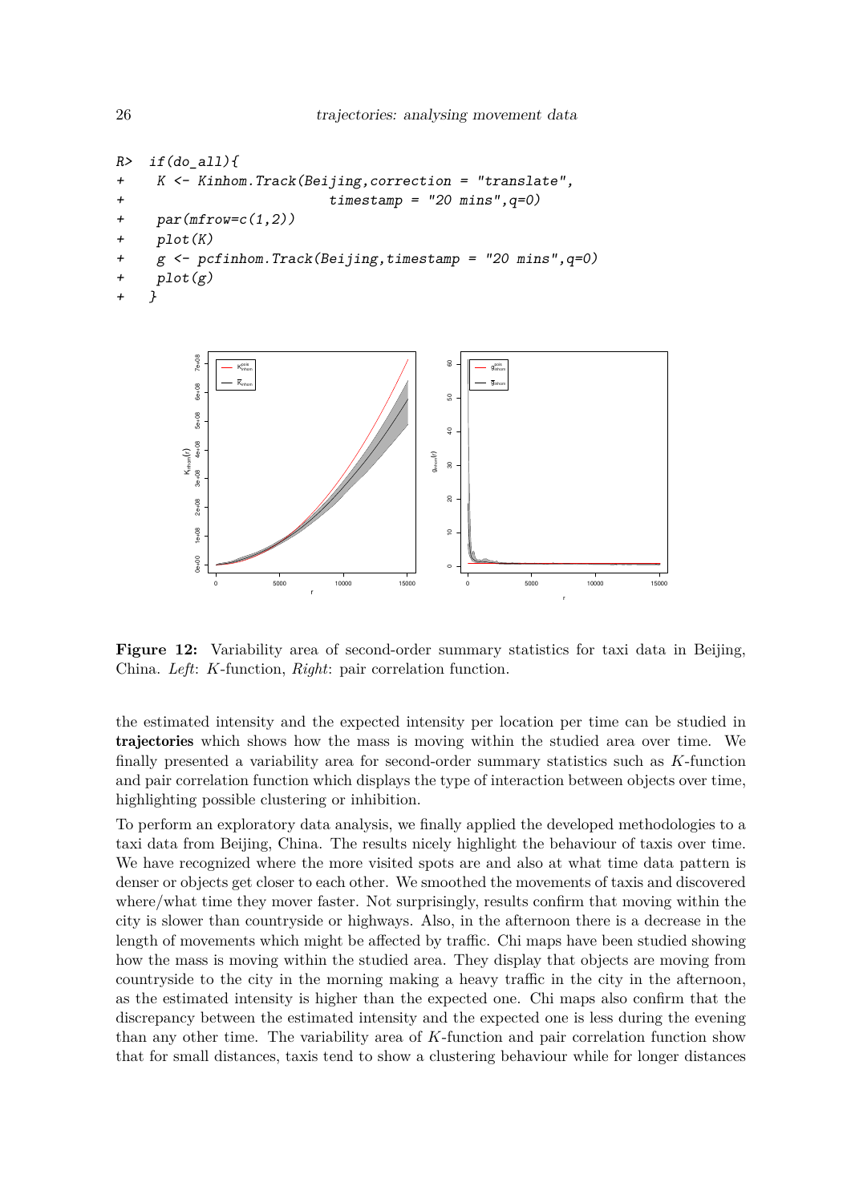```
R>  if(do_all){
+     K <- Kinhom.Track(Beijing,correction = "translate",
+                           timestamp = "20 mins",q=0)
+     par(mfrow=c(1,2))
+     plot(K)
+     g <- pcfinhom.Track(Beijing,timestamp = "20 mins",q=0)
+     plot(g)
+   }
```

**Figure 12:** Variability area of second-order summary statistics for taxi data in Beijing, China. *Left*: $K$-function, *Right*: pair correlation function.

the estimated intensity and the expected intensity per location per time can be studied in **trajectories** which shows how the mass is moving within the studied area over time. We finally presented a variability area for second-order summary statistics such as $K$-function and pair correlation function which displays the type of interaction between objects over time, highlighting possible clustering or inhibition.

To perform an exploratory data analysis, we finally applied the developed methodologies to a taxi data from Beijing, China. The results nicely highlight the behaviour of taxis over time. We have recognized where the more visited spots are and also at what time data pattern is denser or objects get closer to each other. We smoothed the movements of taxis and discovered where/what time they mover faster. Not surprisingly, results confirm that moving within the city is slower than countryside or highways. Also, in the afternoon there is a decrease in the length of movements which might be affected by traffic. Chi maps have been studied showing how the mass is moving within the studied area. They display that objects are moving from countryside to the city in the morning making a heavy traffic in the city in the afternoon, as the estimated intensity is higher than the expected one. Chi maps also confirm that the discrepancy between the estimated intensity and the expected one is less during the evening than any other time. The variability area of $K$-function and pair correlation function show that for small distances, taxis tend to show a clustering behaviour while for longer distances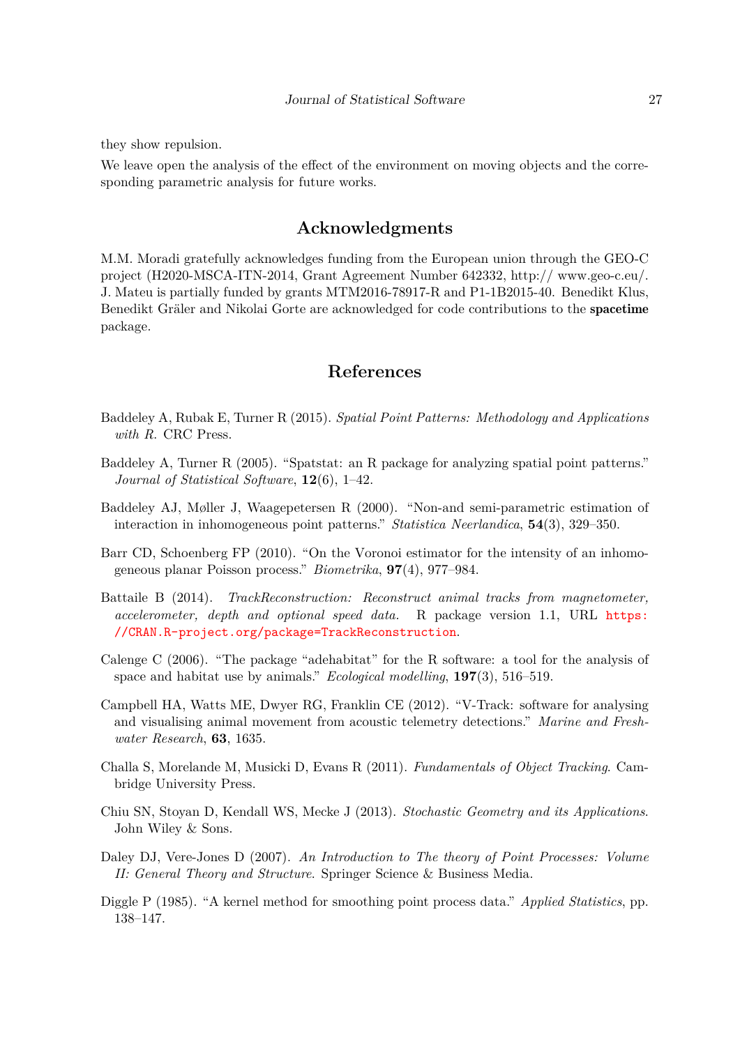they show repulsion.

We leave open the analysis of the effect of the environment on moving objects and the corresponding parametric analysis for future works.

## Acknowledgments

M.M. Moradi gratefully acknowledges funding from the European union through the GEO-C project (H2020-MSCA-ITN-2014, Grant Agreement Number 642332, http:// www.geo-c.eu/. J. Mateu is partially funded by grants MTM2016-78917-R and P1-1B2015-40. Benedikt Klus, Benedikt Gräler and Nikolai Gorte are acknowledged for code contributions to the **spacetime** package.

## References

Baddeley A, Rubak E, Turner R (2015). *Spatial Point Patterns: Methodology and Applications with R*. CRC Press.

Baddeley A, Turner R (2005). "Spatstat: an R package for analyzing spatial point patterns." *Journal of Statistical Software*, **12**(6), 1–42.

Baddeley AJ, Møller J, Waagepetersen R (2000). "Non-and semi-parametric estimation of interaction in inhomogeneous point patterns." *Statistica Neerlandica*, **54**(3), 329–350.

Barr CD, Schoenberg FP (2010). "On the Voronoi estimator for the intensity of an inhomogeneous planar Poisson process." *Biometrika*, **97**(4), 977–984.

Battaile B (2014). *TrackReconstruction: Reconstruct animal tracks from magnetometer, accelerometer, depth and optional speed data.* R package version 1.1, URL https://CRAN.R-project.org/package=TrackReconstruction.

Calenge C (2006). "The package "adehabitat" for the R software: a tool for the analysis of space and habitat use by animals." *Ecological modelling*, **197**(3), 516–519.

Campbell HA, Watts ME, Dwyer RG, Franklin CE (2012). "V-Track: software for analysing and visualising animal movement from acoustic telemetry detections." *Marine and Freshwater Research*, **63**, 1635.

Challa S, Morelande M, Musicki D, Evans R (2011). *Fundamentals of Object Tracking*. Cambridge University Press.

Chiu SN, Stoyan D, Kendall WS, Mecke J (2013). *Stochastic Geometry and its Applications*. John Wiley & Sons.

Daley DJ, Vere-Jones D (2007). *An Introduction to The theory of Point Processes: Volume II: General Theory and Structure*. Springer Science & Business Media.

Diggle P (1985). "A kernel method for smoothing point process data." *Applied Statistics*, pp. 138–147.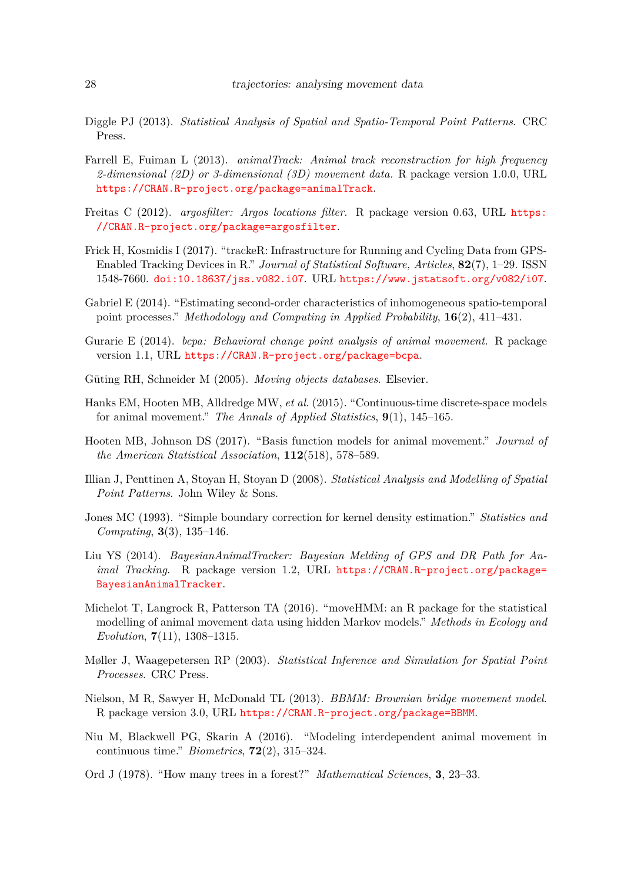Diggle PJ (2013). *Statistical Analysis of Spatial and Spatio-Temporal Point Patterns*. CRC Press.

Farrell E, Fuiman L (2013). *animalTrack: Animal track reconstruction for high frequency 2-dimensional (2D) or 3-dimensional (3D) movement data*. R package version 1.0.0, URL https://CRAN.R-project.org/package=animalTrack.

Freitas C (2012). *argosfilter: Argos locations filter*. R package version 0.63, URL https://CRAN.R-project.org/package=argosfilter.

Frick H, Kosmidis I (2017). "trackeR: Infrastructure for Running and Cycling Data from GPS-Enabled Tracking Devices in R." *Journal of Statistical Software, Articles*, **82**(7), 1–29. ISSN 1548-7660. doi:10.18637/jss.v082.i07. URL https://www.jstatsoft.org/v082/i07.

Gabriel E (2014). "Estimating second-order characteristics of inhomogeneous spatio-temporal point processes." *Methodology and Computing in Applied Probability*, **16**(2), 411–431.

Gurarie E (2014). *bcpa: Behavioral change point analysis of animal movement*. R package version 1.1, URL https://CRAN.R-project.org/package=bcpa.

Güting RH, Schneider M (2005). *Moving objects databases*. Elsevier.

Hanks EM, Hooten MB, Alldredge MW, *et al.* (2015). "Continuous-time discrete-space models for animal movement." *The Annals of Applied Statistics*, **9**(1), 145–165.

Hooten MB, Johnson DS (2017). "Basis function models for animal movement." *Journal of the American Statistical Association*, **112**(518), 578–589.

Illian J, Penttinen A, Stoyan H, Stoyan D (2008). *Statistical Analysis and Modelling of Spatial Point Patterns*. John Wiley & Sons.

Jones MC (1993). "Simple boundary correction for kernel density estimation." *Statistics and Computing*, **3**(3), 135–146.

Liu YS (2014). *BayesianAnimalTracker: Bayesian Melding of GPS and DR Path for Animal Tracking*. R package version 1.2, URL https://CRAN.R-project.org/package=BayesianAnimalTracker.

Michelot T, Langrock R, Patterson TA (2016). "moveHMM: an R package for the statistical modelling of animal movement data using hidden Markov models." *Methods in Ecology and Evolution*, **7**(11), 1308–1315.

Møller J, Waagepetersen RP (2003). *Statistical Inference and Simulation for Spatial Point Processes*. CRC Press.

Nielson, M R, Sawyer H, McDonald TL (2013). *BBMM: Brownian bridge movement model*. R package version 3.0, URL https://CRAN.R-project.org/package=BBMM.

Niu M, Blackwell PG, Skarin A (2016). "Modeling interdependent animal movement in continuous time." *Biometrics*, **72**(2), 315–324.

Ord J (1978). "How many trees in a forest?" *Mathematical Sciences*, **3**, 23–33.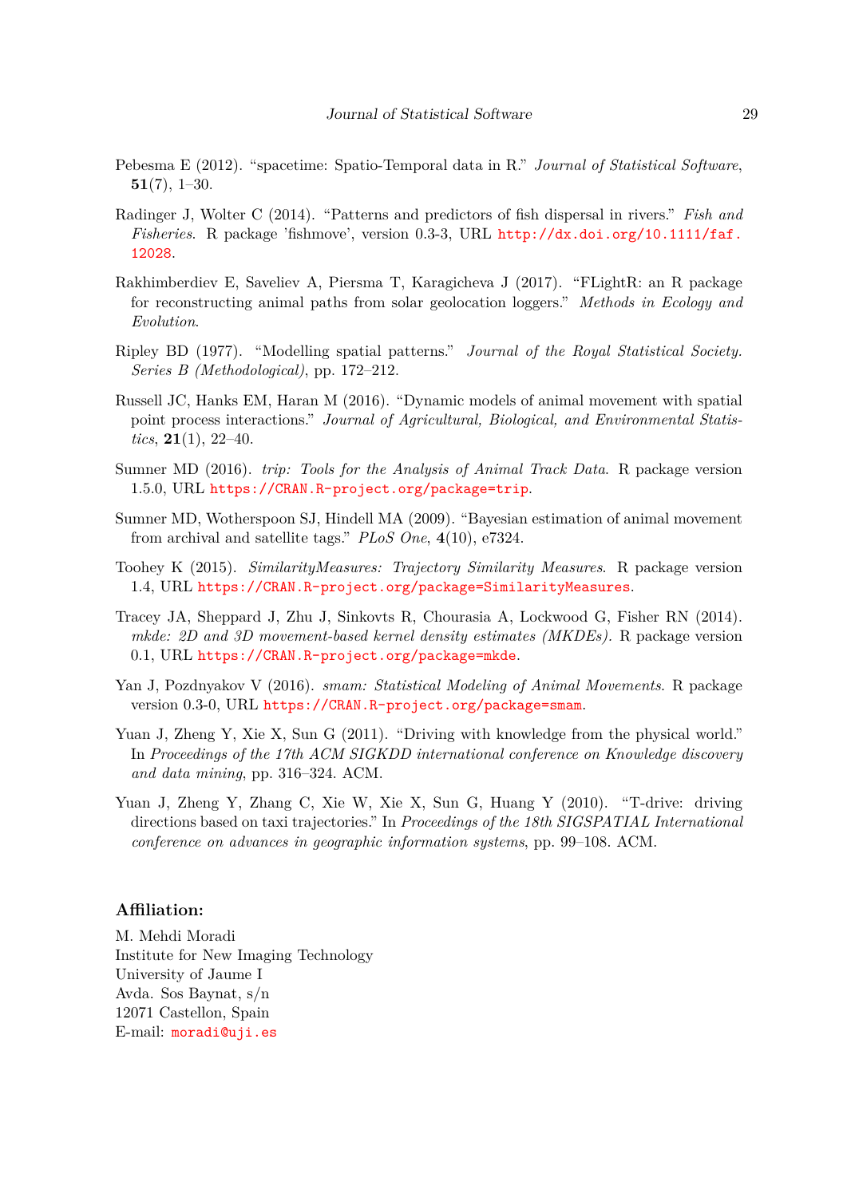Pebesma E (2012). "spacetime: Spatio-Temporal data in R." *Journal of Statistical Software*, **51**(7), 1–30.

Radinger J, Wolter C (2014). "Patterns and predictors of fish dispersal in rivers." *Fish and Fisheries*. R package 'fishmove', version 0.3-3, URL http://dx.doi.org/10.1111/faf.12028.

Rakhimberdiev E, Saveliev A, Piersma T, Karagicheva J (2017). "FLightR: an R package for reconstructing animal paths from solar geolocation loggers." *Methods in Ecology and Evolution*.

Ripley BD (1977). "Modelling spatial patterns." *Journal of the Royal Statistical Society. Series B (Methodological)*, pp. 172–212.

Russell JC, Hanks EM, Haran M (2016). "Dynamic models of animal movement with spatial point process interactions." *Journal of Agricultural, Biological, and Environmental Statistics*, **21**(1), 22–40.

Sumner MD (2016). *trip: Tools for the Analysis of Animal Track Data*. R package version 1.5.0, URL https://CRAN.R-project.org/package=trip.

Sumner MD, Wotherspoon SJ, Hindell MA (2009). "Bayesian estimation of animal movement from archival and satellite tags." *PLoS One*, **4**(10), e7324.

Toohey K (2015). *SimilarityMeasures: Trajectory Similarity Measures*. R package version 1.4, URL https://CRAN.R-project.org/package=SimilarityMeasures.

Tracey JA, Sheppard J, Zhu J, Sinkovts R, Chourasia A, Lockwood G, Fisher RN (2014). *mkde: 2D and 3D movement-based kernel density estimates (MKDEs)*. R package version 0.1, URL https://CRAN.R-project.org/package=mkde.

Yan J, Pozdnyakov V (2016). *smam: Statistical Modeling of Animal Movements*. R package version 0.3-0, URL https://CRAN.R-project.org/package=smam.

Yuan J, Zheng Y, Xie X, Sun G (2011). "Driving with knowledge from the physical world." In *Proceedings of the 17th ACM SIGKDD international conference on Knowledge discovery and data mining*, pp. 316–324. ACM.

Yuan J, Zheng Y, Zhang C, Xie W, Xie X, Sun G, Huang Y (2010). "T-drive: driving directions based on taxi trajectories." In *Proceedings of the 18th SIGSPATIAL International conference on advances in geographic information systems*, pp. 99–108. ACM.

### Affiliation:

M. Mehdi Moradi
Institute for New Imaging Technology
University of Jaume I
Avda. Sos Baynat, s/n
12071 Castellon, Spain
E-mail: moradi@uji.es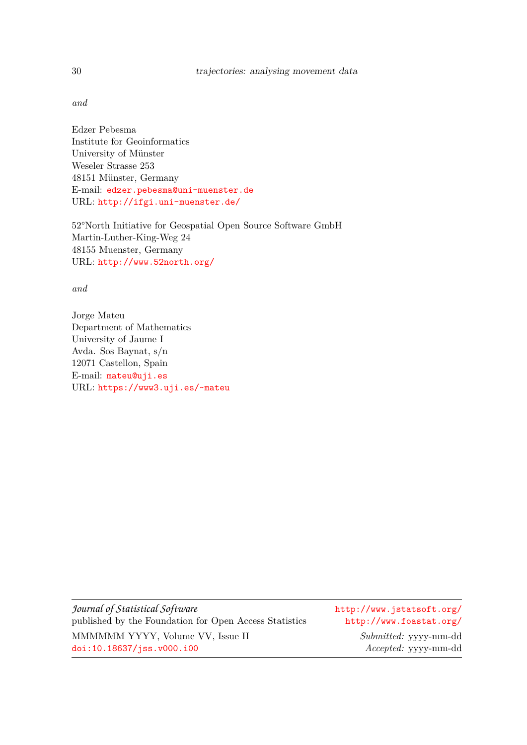*and*

Edzer Pebesma
Institute for Geoinformatics
University of Münster
Weseler Strasse 253
48151 Münster, Germany
E-mail: edzer.pebesma@uni-muenster.de
URL: http://ifgi.uni-muenster.de/

52°North Initiative for Geospatial Open Source Software GmbH
Martin-Luther-King-Weg 24
48155 Muenster, Germany
URL: http://www.52north.org/

*and*

Jorge Mateu
Department of Mathematics
University of Jaume I
Avda. Sos Baynat, s/n
12071 Castellon, Spain
E-mail: mateu@uji.es
URL: https://www3.uji.es/~mateu

*Journal of Statistical Software* http://www.jstatsoft.org/
published by the Foundation for Open Access Statistics http://www.foastat.org/
MMMMMM YYYY, Volume VV, Issue II *Submitted:* yyyy-mm-dd
doi:10.18637/jss.v000.i00 *Accepted:* yyyy-mm-dd